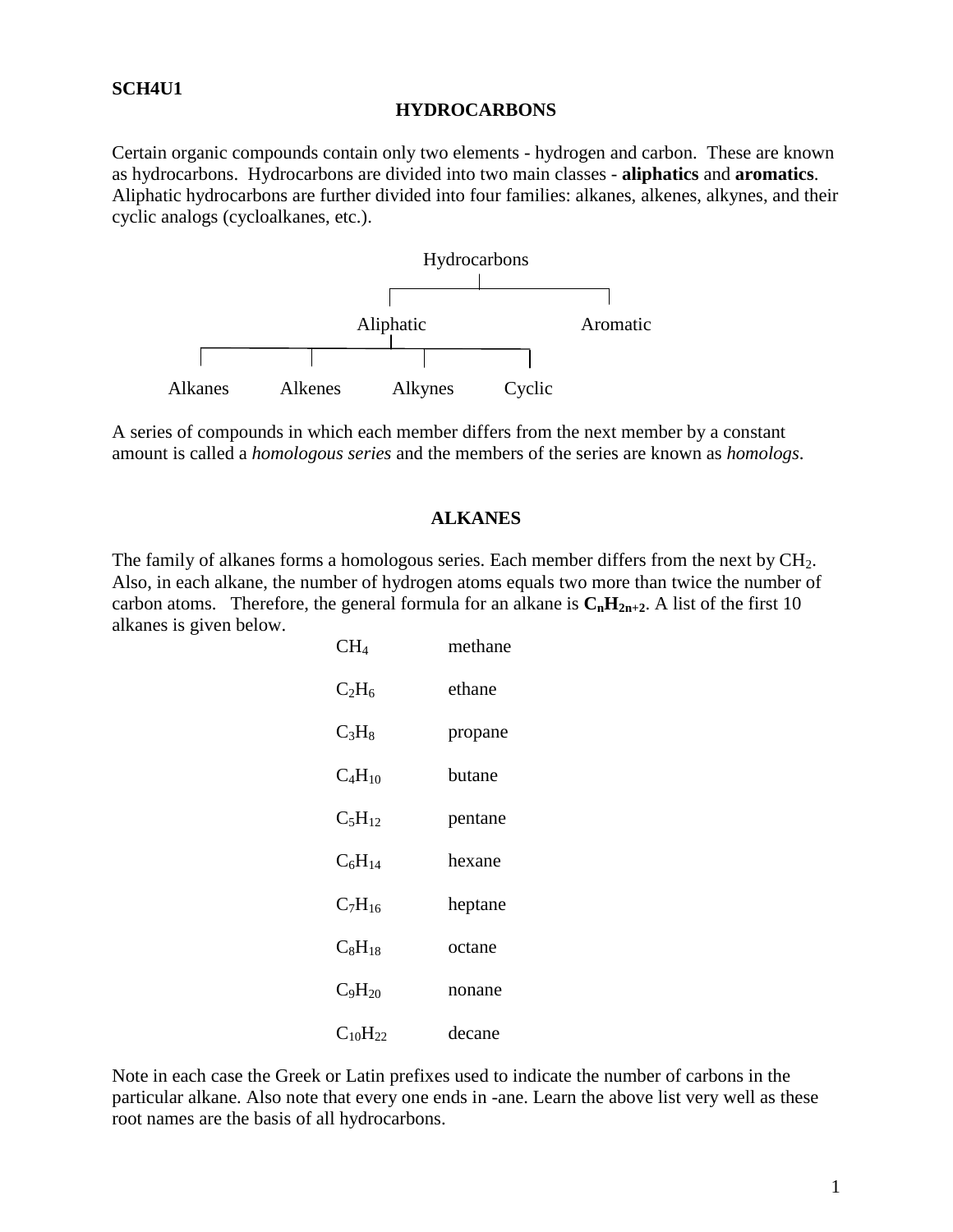**SCH4U1**

# HYDROCARBONS

Certain organic compounds contain only two elements - hydrogen and carbon. These are known as hydrocarbons. Hydrocarbons are divided into two main classes - **aliphatics** and **aromatics**. Aliphatic hydrocarbons are further divided into four families: alkanes, alkenes, alkynes, and their cyclic analogs (cycloalkanes, etc.).

```
                         Hydrocarbons
                  ┌───────────┴───────────┐
              Aliphatic                Aromatic
   ┌────────┬─────┴────┬─────────┐
Alkanes  Alkenes    Alkynes    Cyclic
```

A series of compounds in which each member differs from the next member by a constant amount is called a *homologous series* and the members of the series are known as *homologs*.

## ALKANES

The family of alkanes forms a homologous series. Each member differs from the next by $CH_2$. Also, in each alkane, the number of hydrogen atoms equals two more than twice the number of carbon atoms. Therefore, the general formula for an alkane is $\mathbf{C_nH_{2n+2}}$. A list of the first 10 alkanes is given below.

| Formula | Name |
|---|---|
| $CH_4$ | methane |
| $C_2H_6$ | ethane |
| $C_3H_8$ | propane |
| $C_4H_{10}$ | butane |
| $C_5H_{12}$ | pentane |
| $C_6H_{14}$ | hexane |
| $C_7H_{16}$ | heptane |
| $C_8H_{18}$ | octane |
| $C_9H_{20}$ | nonane |
| $C_{10}H_{22}$ | decane |

Note in each case the Greek or Latin prefixes used to indicate the number of carbons in the particular alkane. Also note that every one ends in -ane. Learn the above list very well as these root names are the basis of all hydrocarbons.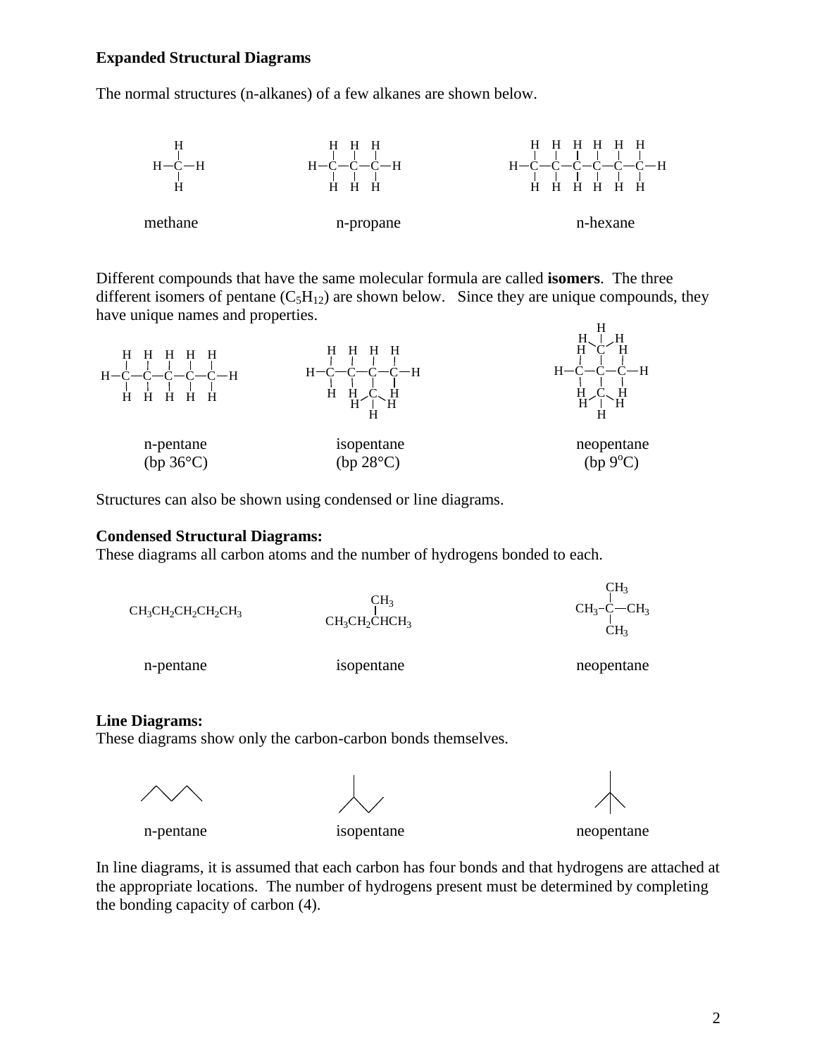**Expanded Structural Diagrams**

The normal structures (n-alkanes) of a few alkanes are shown below.

methane n-propane n-hexane

Different compounds that have the same molecular formula are called **isomers**. The three different isomers of pentane ($C_5H_{12}$) are shown below. Since they are unique compounds, they have unique names and properties.

n-pentane (bp 36°C) isopentane (bp 28°C) neopentane (bp 9°C)

Structures can also be shown using condensed or line diagrams.

**Condensed Structural Diagrams:**

These diagrams all carbon atoms and the number of hydrogens bonded to each.

$CH_3CH_2CH_2CH_2CH_3$ n-pentane

$CH_3CH_2CH(CH_3)CH_3$ isopentane

$CH_3C(CH_3)_2CH_3$ neopentane

**Line Diagrams:**

These diagrams show only the carbon-carbon bonds themselves.

n-pentane isopentane neopentane

In line diagrams, it is assumed that each carbon has four bonds and that hydrogens are attached at the appropriate locations. The number of hydrogens present must be determined by completing the bonding capacity of carbon (4).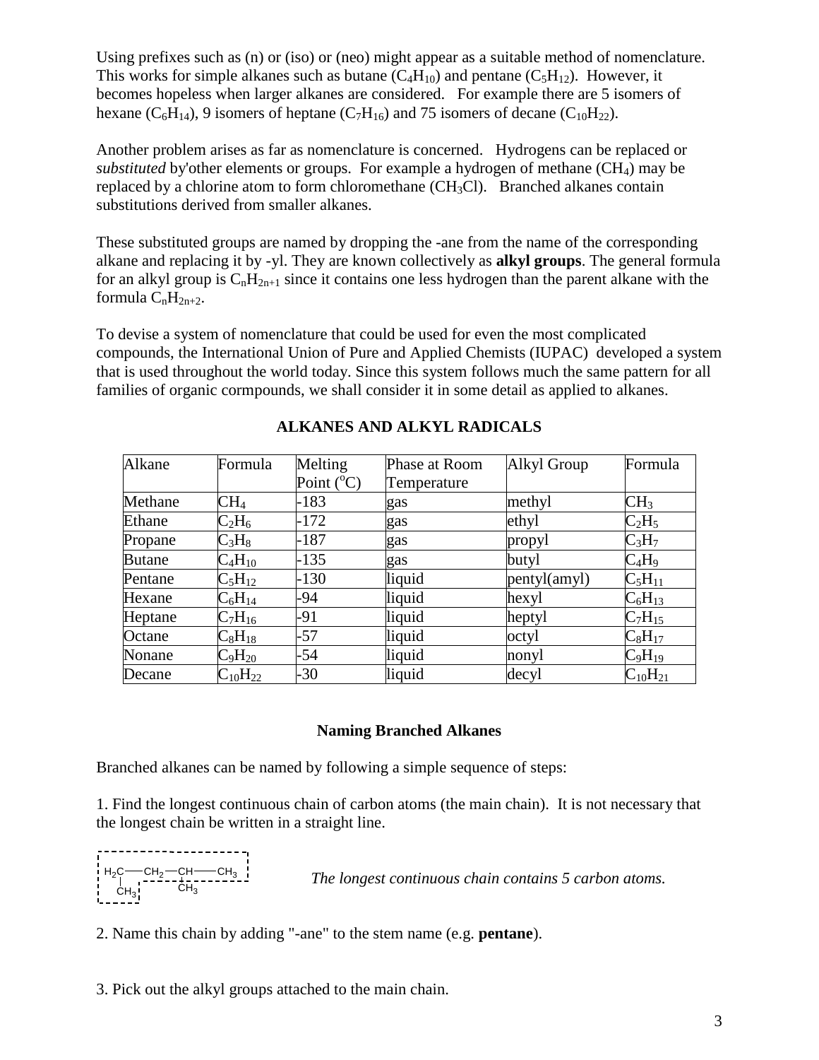Using prefixes such as (n) or (iso) or (neo) might appear as a suitable method of nomenclature. This works for simple alkanes such as butane ($C_4H_{10}$) and pentane ($C_5H_{12}$). However, it becomes hopeless when larger alkanes are considered. For example there are 5 isomers of hexane ($C_6H_{14}$), 9 isomers of heptane ($C_7H_{16}$) and 75 isomers of decane ($C_{10}H_{22}$).

Another problem arises as far as nomenclature is concerned. Hydrogens can be replaced or *substituted* by'other elements or groups. For example a hydrogen of methane ($CH_4$) may be replaced by a chlorine atom to form chloromethane ($CH_3Cl$). Branched alkanes contain substitutions derived from smaller alkanes.

These substituted groups are named by dropping the -ane from the name of the corresponding alkane and replacing it by -yl. They are known collectively as **alkyl groups**. The general formula for an alkyl group is $C_nH_{2n+1}$ since it contains one less hydrogen than the parent alkane with the formula $C_nH_{2n+2}$.

To devise a system of nomenclature that could be used for even the most complicated compounds, the International Union of Pure and Applied Chemists (IUPAC) developed a system that is used throughout the world today. Since this system follows much the same pattern for all families of organic cormpounds, we shall consider it in some detail as applied to alkanes.

## ALKANES AND ALKYL RADICALS

| Alkane | Formula | Melting Point ($^oC$) | Phase at Room Temperature | Alkyl Group | Formula |
|---|---|---|---|---|---|
| Methane | $CH_4$ | -183 | gas | methyl | $CH_3$ |
| Ethane | $C_2H_6$ | -172 | gas | ethyl | $C_2H_5$ |
| Propane | $C_3H_8$ | -187 | gas | propyl | $C_3H_7$ |
| Butane | $C_4H_{10}$ | -135 | gas | butyl | $C_4H_9$ |
| Pentane | $C_5H_{12}$ | -130 | liquid | pentyl(amyl) | $C_5H_{11}$ |
| Hexane | $C_6H_{14}$ | -94 | liquid | hexyl | $C_6H_{13}$ |
| Heptane | $C_7H_{16}$ | -91 | liquid | heptyl | $C_7H_{15}$ |
| Octane | $C_8H_{18}$ | -57 | liquid | octyl | $C_8H_{17}$ |
| Nonane | $C_9H_{20}$ | -54 | liquid | nonyl | $C_9H_{19}$ |
| Decane | $C_{10}H_{22}$ | -30 | liquid | decyl | $C_{10}H_{21}$ |

### Naming Branched Alkanes

Branched alkanes can be named by following a simple sequence of steps:

1. Find the longest continuous chain of carbon atoms (the main chain). It is not necessary that the longest chain be written in a straight line.

$H_2C$—$CH_2$—$CH$—$CH_3$ (with $CH_3$ on the first carbon and $CH_3$ on the CH)

*The longest continuous chain contains 5 carbon atoms.*

2. Name this chain by adding "-ane" to the stem name (e.g. **pentane**).

3. Pick out the alkyl groups attached to the main chain.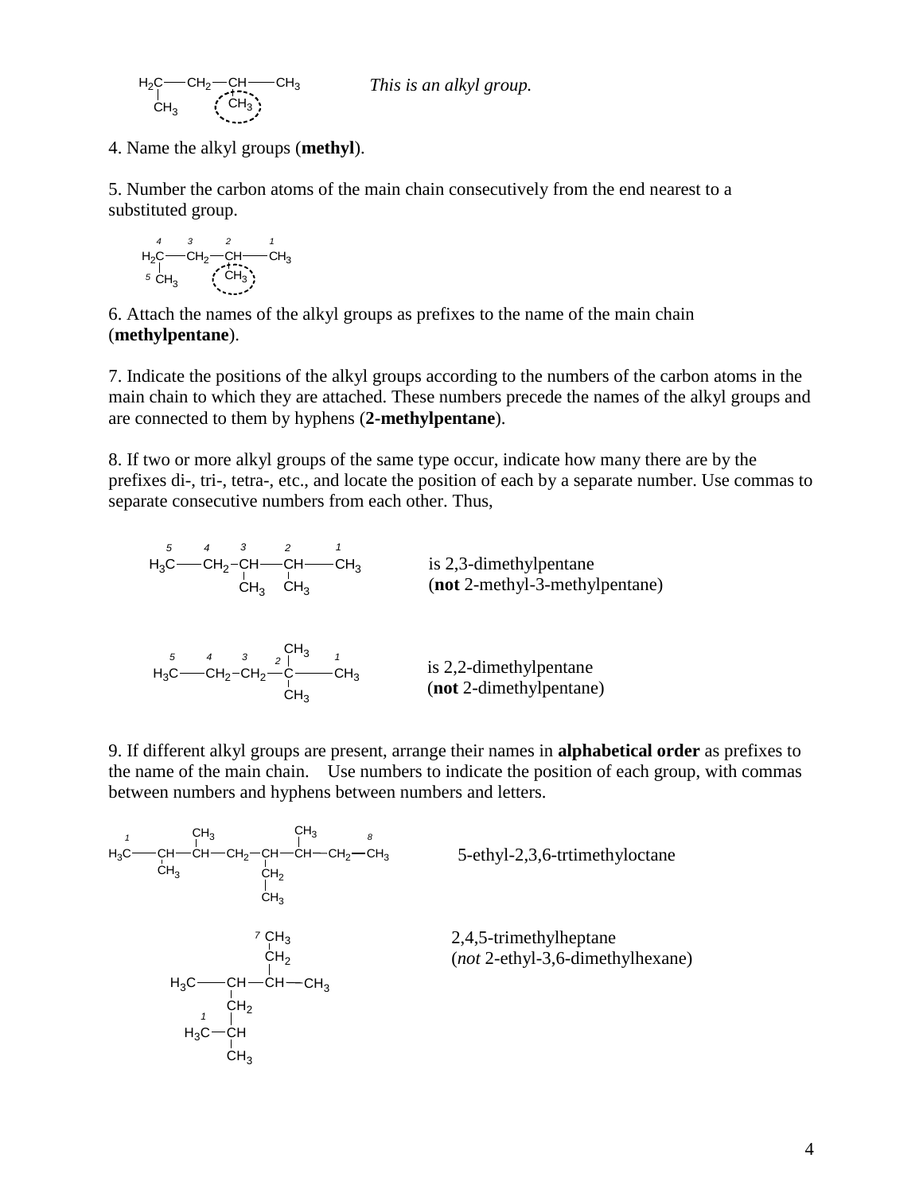$H_2C$—$CH_2$—$CH$—$CH_3$ with $CH_3$ on C1 and a circled $CH_3$ on CH

*This is an alkyl group.*

4. Name the alkyl groups (**methyl**).

5. Number the carbon atoms of the main chain consecutively from the end nearest to a substituted group.

$\overset{4}{H_2C}$—$\overset{3}{CH_2}$—$\overset{2}{CH}$—$\overset{1}{CH_3}$, with $^{5}CH_3$ on C4 and a circled $CH_3$ on C2

6. Attach the names of the alkyl groups as prefixes to the name of the main chain (**methylpentane**).

7. Indicate the positions of the alkyl groups according to the numbers of the carbon atoms in the main chain to which they are attached. These numbers precede the names of the alkyl groups and are connected to them by hyphens (**2-methylpentane**).

8. If two or more alkyl groups of the same type occur, indicate how many there are by the prefixes di-, tri-, tetra-, etc., and locate the position of each by a separate number. Use commas to separate consecutive numbers from each other. Thus,

$\overset{5}{H_3C}$—$\overset{4}{CH_2}$—$\overset{3}{CH}(CH_3)$—$\overset{2}{CH}(CH_3)$—$\overset{1}{CH_3}$ is 2,3-dimethylpentane
(**not** 2-methyl-3-methylpentane)

$\overset{5}{H_3C}$—$\overset{4}{CH_2}$—$\overset{3}{CH_2}$—$\overset{2}{C}(CH_3)_2$—$\overset{1}{CH_3}$ is 2,2-dimethylpentane
(**not** 2-dimethylpentane)

9. If different alkyl groups are present, arrange their names in **alphabetical order** as prefixes to the name of the main chain. Use numbers to indicate the position of each group, with commas between numbers and hyphens between numbers and letters.

$\overset{1}{H_3C}$—$CH(CH_3)$—$CH(CH_3)$—$CH_2$—$CH(CH_2CH_3)$—$CH(CH_3)$—$CH_2$—$\overset{8}{CH_3}$ 5-ethyl-2,3,6-trtimethyloctane

$H_3C$—$CH$—$CH(CH_2\overset{7}{CH_3})$—$CH_3$, with $CH_2$—$\overset{1}{CH}(CH_3)$—$H_3C$ on the first CH 2,4,5-trimethylheptane
(*not* 2-ethyl-3,6-dimethylhexane)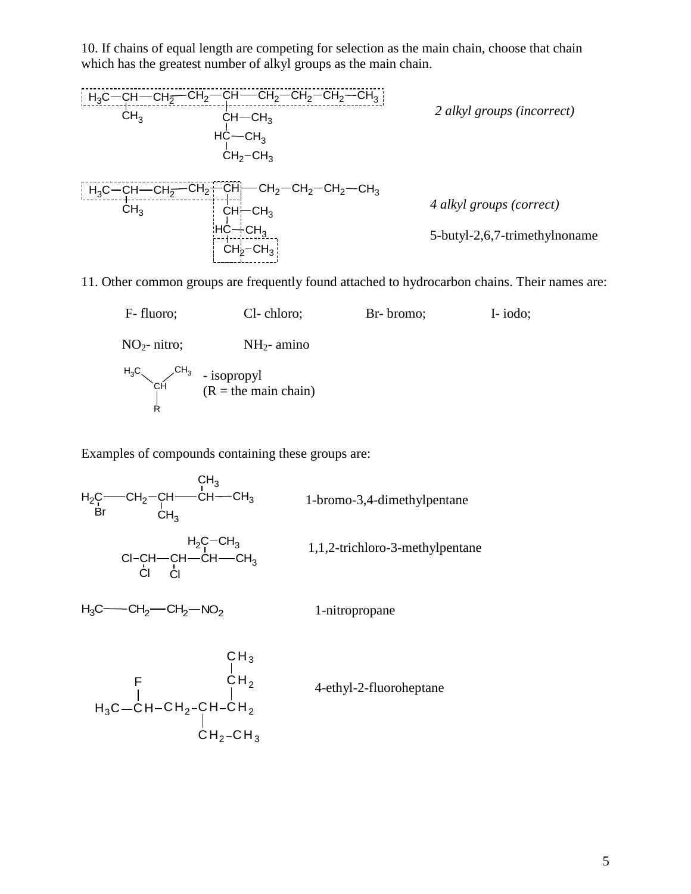10. If chains of equal length are competing for selection as the main chain, choose that chain which has the greatest number of alkyl groups as the main chain.

*2 alkyl groups (incorrect)*

*4 alkyl groups (correct)*

5-butyl-2,6,7-trimethylnoname

11. Other common groups are frequently found attached to hydrocarbon chains. Their names are:

F- fluoro; Cl- chloro; Br- bromo; I- iodo;

$NO_2$- nitro; $NH_2$- amino

- isopropyl
(R = the main chain)

Examples of compounds containing these groups are:

1-bromo-3,4-dimethylpentane

1,1,2-trichloro-3-methylpentane

1-nitropropane

4-ethyl-2-fluoroheptane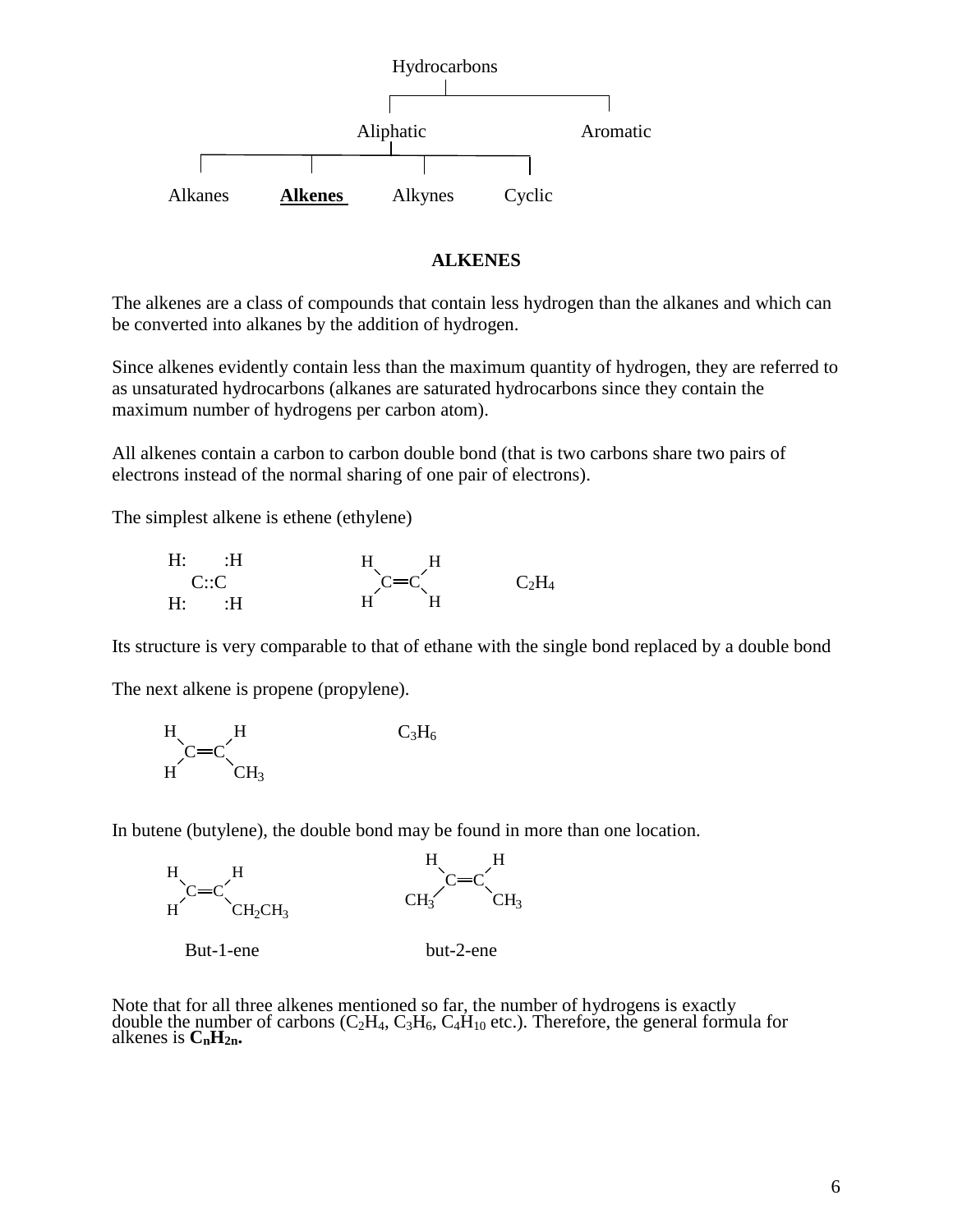Hydrocarbons
- Aliphatic
  - Alkanes
  - **Alkenes**
  - Alkynes
  - Cyclic
- Aromatic

## ALKENES

The alkenes are a class of compounds that contain less hydrogen than the alkanes and which can be converted into alkanes by the addition of hydrogen.

Since alkenes evidently contain less than the maximum quantity of hydrogen, they are referred to as unsaturated hydrocarbons (alkanes are saturated hydrocarbons since they contain the maximum number of hydrogens per carbon atom).

All alkenes contain a carbon to carbon double bond (that is two carbons share two pairs of electrons instead of the normal sharing of one pair of electrons).

The simplest alkene is ethene (ethylene)

```
H:     :H          H       H
  C::C               C═C              C2H4
H:     :H          H       H
```

$C_2H_4$

Its structure is very comparable to that of ethane with the single bond replaced by a double bond

The next alkene is propene (propylene).

```
H       H
  C═C
H       CH3
```

$C_3H_6$

In butene (butylene), the double bond may be found in more than one location.

```
H       H                H       H
  C═C                      C═C
H       CH2CH3           CH3     CH3

  But-1-ene                but-2-ene
```

Note that for all three alkenes mentioned so far, the number of hydrogens is exactly double the number of carbons ($C_2H_4$, $C_3H_6$, $C_4H_{10}$ etc.). Therefore, the general formula for alkenes is $\mathbf{C_nH_{2n}}$.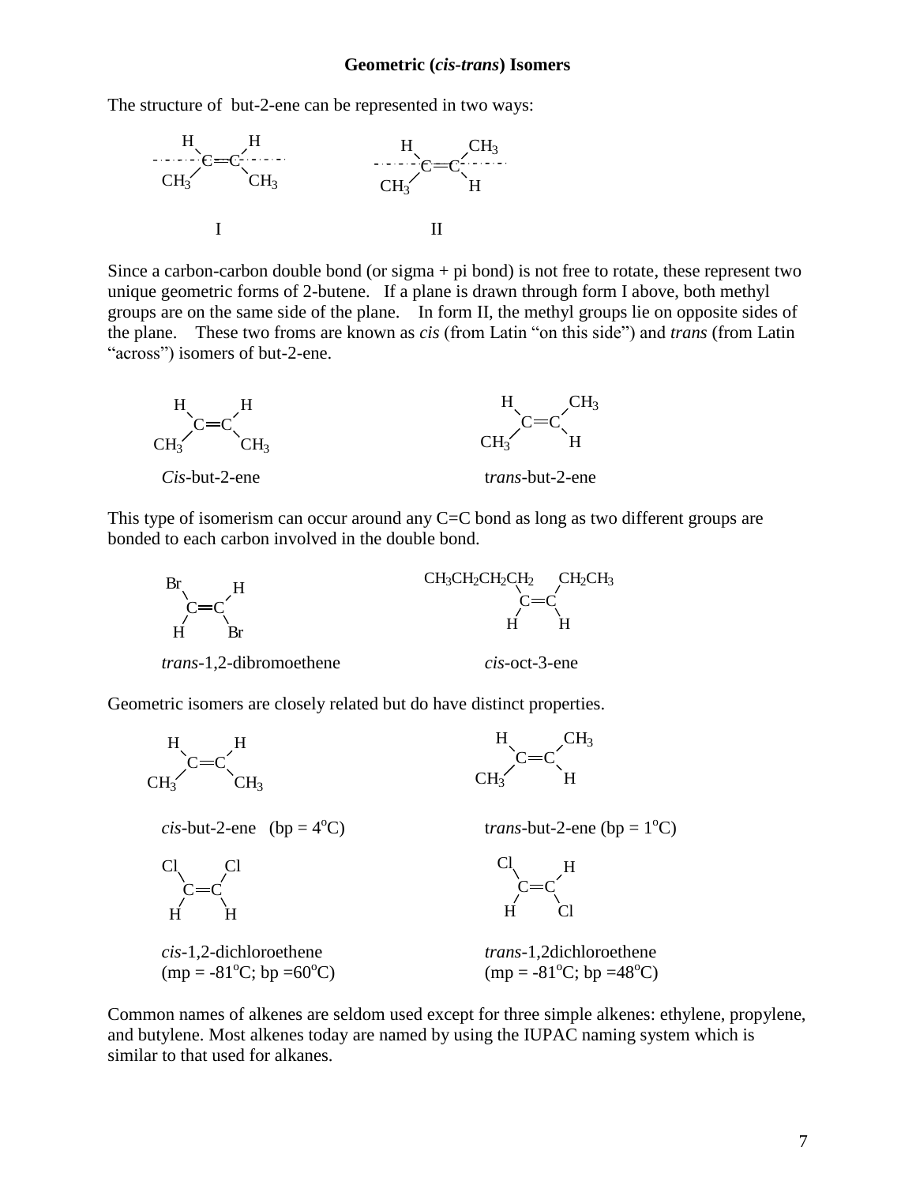## Geometric (*cis-trans*) Isomers

The structure of but-2-ene can be represented in two ways:

$$\underset{\text{I}}{\begin{matrix} H & & H \\ & C{=}C & \\ CH_3 & & CH_3 \end{matrix}} \qquad\qquad \underset{\text{II}}{\begin{matrix} H & & CH_3 \\ & C{=}C & \\ CH_3 & & H \end{matrix}}$$

Since a carbon-carbon double bond (or sigma + pi bond) is not free to rotate, these represent two unique geometric forms of 2-butene. If a plane is drawn through form I above, both methyl groups are on the same side of the plane. In form II, the methyl groups lie on opposite sides of the plane. These two froms are known as *cis* (from Latin "on this side") and *trans* (from Latin "across") isomers of but-2-ene.

$$\begin{matrix} H & & H \\ & C{=}C & \\ CH_3 & & CH_3 \end{matrix} \qquad\qquad \begin{matrix} H & & CH_3 \\ & C{=}C & \\ CH_3 & & H \end{matrix}$$

*Cis*-but-2-ene — t*rans*-but-2-ene

This type of isomerism can occur around any C=C bond as long as two different groups are bonded to each carbon involved in the double bond.

$$\begin{matrix} Br & & H \\ & C{=}C & \\ H & & Br \end{matrix} \qquad\qquad \begin{matrix} CH_3CH_2CH_2CH_2 & & CH_2CH_3 \\ & C{=}C & \\ H & & H \end{matrix}$$

*trans*-1,2-dibromoethene — *cis*-oct-3-ene

Geometric isomers are closely related but do have distinct properties.

$$\begin{matrix} H & & H \\ & C{=}C & \\ CH_3 & & CH_3 \end{matrix} \qquad\qquad \begin{matrix} H & & CH_3 \\ & C{=}C & \\ CH_3 & & H \end{matrix}$$

*cis*-but-2-ene (bp = 4°C) — t*rans*-but-2-ene (bp = 1°C)

$$\begin{matrix} Cl & & Cl \\ & C{=}C & \\ H & & H \end{matrix} \qquad\qquad \begin{matrix} Cl & & H \\ & C{=}C & \\ H & & Cl \end{matrix}$$

*cis*-1,2-dichloroethene (mp = -81°C; bp =60°C) — *trans*-1,2dichloroethene (mp = -81°C; bp =48°C)

Common names of alkenes are seldom used except for three simple alkenes: ethylene, propylene, and butylene. Most alkenes today are named by using the IUPAC naming system which is similar to that used for alkanes.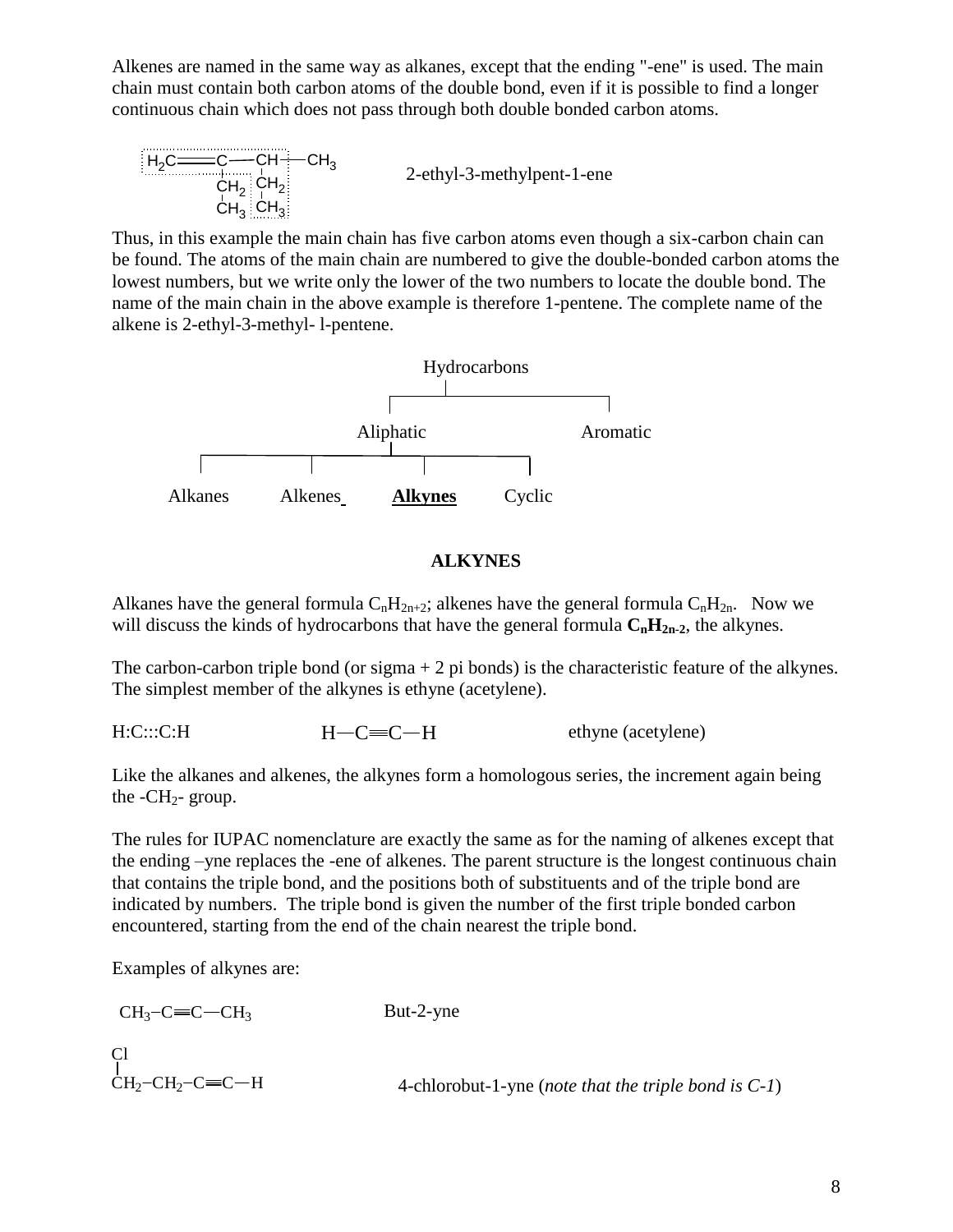Alkenes are named in the same way as alkanes, except that the ending "-ene" is used. The main chain must contain both carbon atoms of the double bond, even if it is possible to find a longer continuous chain which does not pass through both double bonded carbon atoms.

```
H2C═══C───CH───CH3
      |    |
     CH2  CH2
      |    |
     CH3  CH3
```

2-ethyl-3-methylpent-1-ene

Thus, in this example the main chain has five carbon atoms even though a six-carbon chain can be found. The atoms of the main chain are numbered to give the double-bonded carbon atoms the lowest numbers, but we write only the lower of the two numbers to locate the double bond. The name of the main chain in the above example is therefore 1-pentene. The complete name of the alkene is 2-ethyl-3-methyl- l-pentene.

Hydrocarbons
- Aliphatic
  - Alkanes
  - Alkenes
  - **Alkynes**
  - Cyclic
- Aromatic

## ALKYNES

Alkanes have the general formula $C_nH_{2n+2}$; alkenes have the general formula $C_nH_{2n}$. Now we will discuss the kinds of hydrocarbons that have the general formula $\mathbf{C_nH_{2n-2}}$, the alkynes.

The carbon-carbon triple bond (or sigma + 2 pi bonds) is the characteristic feature of the alkynes. The simplest member of the alkynes is ethyne (acetylene).

H:C:::C:H        H—C≡C—H        ethyne (acetylene)

Like the alkanes and alkenes, the alkynes form a homologous series, the increment again being the $-CH_2-$ group.

The rules for IUPAC nomenclature are exactly the same as for the naming of alkenes except that the ending –yne replaces the -ene of alkenes. The parent structure is the longest continuous chain that contains the triple bond, and the positions both of substituents and of the triple bond are indicated by numbers. The triple bond is given the number of the first triple bonded carbon encountered, starting from the end of the chain nearest the triple bond.

Examples of alkynes are:

$CH_3-C\equiv C-CH_3$        But-2-yne

```
Cl
|
CH2−CH2−C≡C−H
```

4-chlorobut-1-yne (*note that the triple bond is C-1*)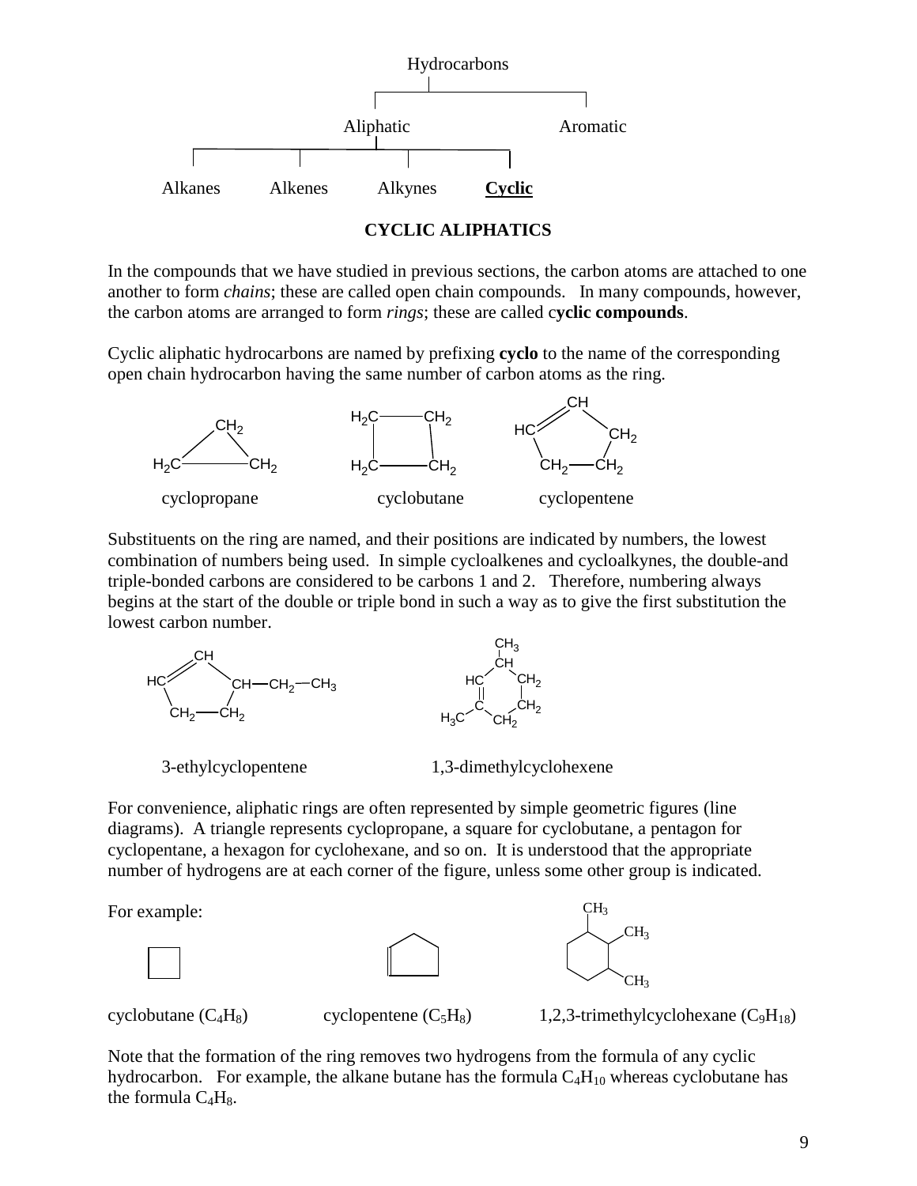Hydrocarbons

- Aliphatic
  - Alkanes
  - Alkenes
  - Alkynes
  - **Cyclic**
- Aromatic

## CYCLIC ALIPHATICS

In the compounds that we have studied in previous sections, the carbon atoms are attached to one another to form *chains*; these are called open chain compounds. In many compounds, however, the carbon atoms are arranged to form *rings*; these are called c**yclic compounds**.

Cyclic aliphatic hydrocarbons are named by prefixing **cyclo** to the name of the corresponding open chain hydrocarbon having the same number of carbon atoms as the ring.

cyclopropane    cyclobutane    cyclopentene

Substituents on the ring are named, and their positions are indicated by numbers, the lowest combination of numbers being used. In simple cycloalkenes and cycloalkynes, the double-and triple-bonded carbons are considered to be carbons 1 and 2. Therefore, numbering always begins at the start of the double or triple bond in such a way as to give the first substitution the lowest carbon number.

3-ethylcyclopentene    1,3-dimethylcyclohexene

For convenience, aliphatic rings are often represented by simple geometric figures (line diagrams). A triangle represents cyclopropane, a square for cyclobutane, a pentagon for cyclopentane, a hexagon for cyclohexane, and so on. It is understood that the appropriate number of hydrogens are at each corner of the figure, unless some other group is indicated.

For example:

cyclobutane ($C_4H_8$)    cyclopentene ($C_5H_8$)    1,2,3-trimethylcyclohexane ($C_9H_{18}$)

Note that the formation of the ring removes two hydrogens from the formula of any cyclic hydrocarbon. For example, the alkane butane has the formula $C_4H_{10}$ whereas cyclobutane has the formula $C_4H_8$.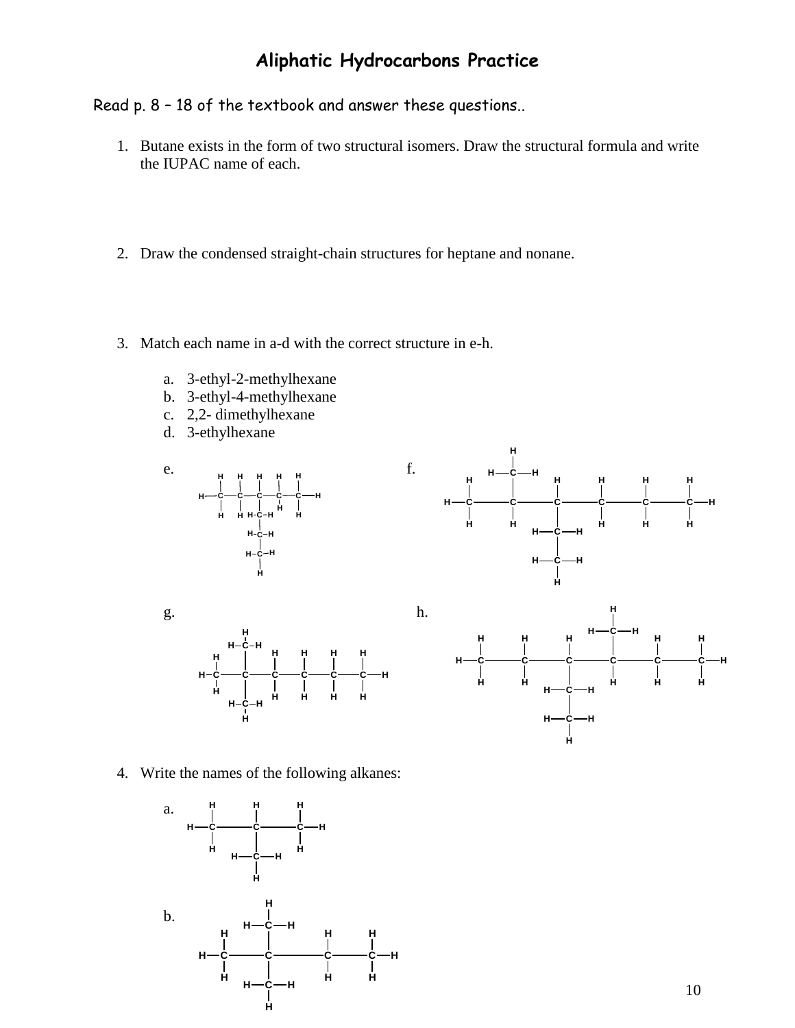# Aliphatic Hydrocarbons Practice

Read p. 8 – 18 of the textbook and answer these questions..

1. Butane exists in the form of two structural isomers. Draw the structural formula and write the IUPAC name of each.

2. Draw the condensed straight-chain structures for heptane and nonane.

3. Match each name in a-d with the correct structure in e-h.

   a. 3-ethyl-2-methylhexane
   b. 3-ethyl-4-methylhexane
   c. 2,2- dimethylhexane
   d. 3-ethylhexane

   e.

   f.

   g.

   h.

4. Write the names of the following alkanes:

   a.

   b.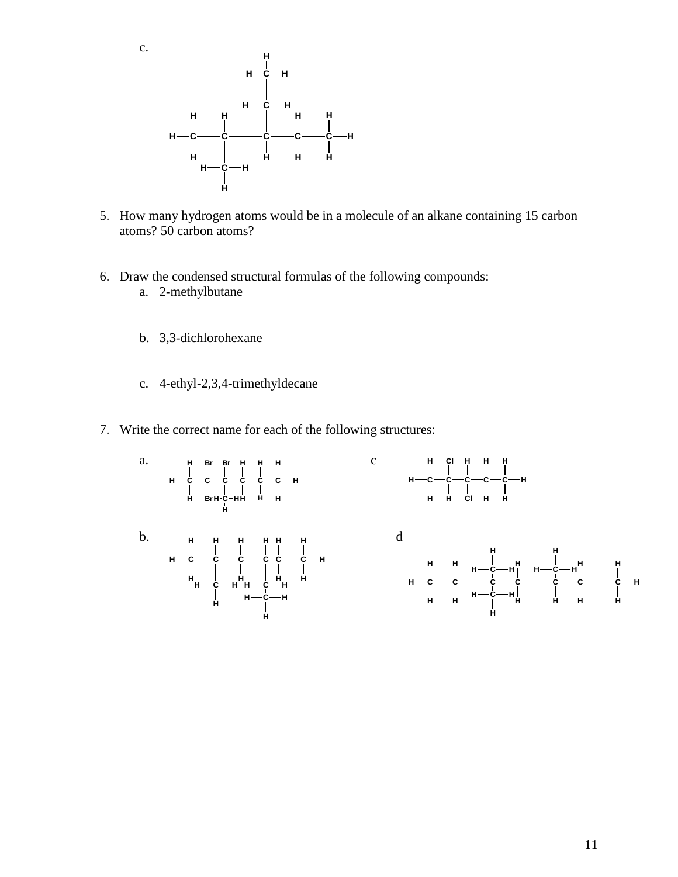c.

5. How many hydrogen atoms would be in a molecule of an alkane containing 15 carbon atoms? 50 carbon atoms?

6. Draw the condensed structural formulas of the following compounds:
   a. 2-methylbutane

   b. 3,3-dichlorohexane

   c. 4-ethyl-2,3,4-trimethyldecane

7. Write the correct name for each of the following structures:

a.

c

b.

d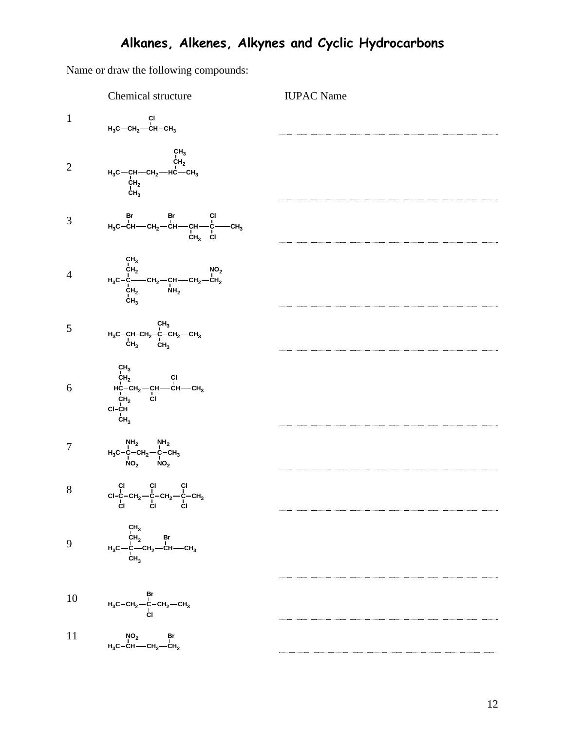# Alkanes, Alkenes, Alkynes and Cyclic Hydrocarbons

Name or draw the following compounds:

| | Chemical structure | IUPAC Name |
|---|---|---|
| 1 | $H_3C-CH_2-CH(Cl)-CH_3$ | |
| 2 | $H_3C-CH(CH_2CH_3)-CH_2-HC(CH_2CH_3)-CH_3$ | |
| 3 | $H_3C-CH(Br)-CH_2-CH(Br)-CH(CH_3)-C(Cl)(Cl)-CH_3$ | |
| 4 | $H_3C-C(CH_2CH_3)(CH_2CH_3)-CH_2-CH(NH_2)-CH_2-CH_2(NO_2)$ | |
| 5 | $H_3C-CH(CH_3)-CH_2-C(CH_3)(CH_3)-CH_2-CH_3$ | |
| 6 | $CH_3-CH_2-HC(CH_2-CH(Cl)-CH_3)-CH_2-CH(Cl)-CH(Cl)-CH_3$ | |
| 7 | $H_3C-C(NH_2)(NO_2)-CH_2-C(NH_2)(NO_2)-CH_3$ | |
| 8 | $Cl-C(Cl)(Cl)-CH_2-C(Cl)(Cl)-CH_2-C(Cl)(Cl)-CH_3$ | |
| 9 | $H_3C-C(CH_2CH_3)(CH_3)-CH_2-CH(Br)-CH_3$ | |
| 10 | $H_3C-CH_2-C(Br)(Cl)-CH_2-CH_3$ | |
| 11 | $H_3C-CH(NO_2)-CH_2-CH_2(Br)$ | |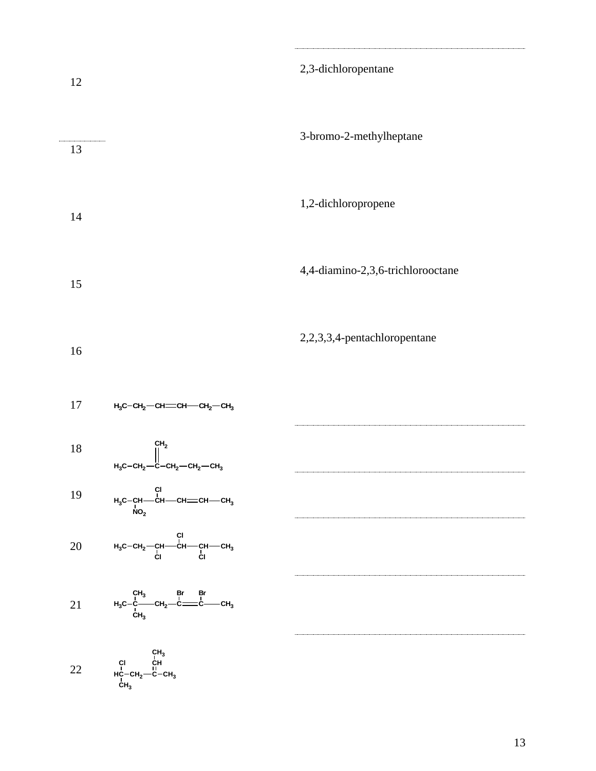| No. | Structure | Name |
| --- | --- | --- |
| 12 | | 2,3-dichloropentane |
| 13 | | 3-bromo-2-methylheptane |
| 14 | | 1,2-dichloropropene |
| 15 | | 4,4-diamino-2,3,6-trichlorooctane |
| 16 | | 2,2,3,3,4-pentachloropentane |
| 17 | $H_3C-CH_2-CH=CH-CH_2-CH_3$ | |
| 18 | $H_3C-CH_2-C(=CH_2)-CH_2-CH_2-CH_3$ | |
| 19 | $H_3C-CH(NO_2)-CH(Cl)-CH=CH-CH_3$ | |
| 20 | $H_3C-CH_2-CH(Cl)-CH(Cl)-CH(Cl)-CH_3$ | |
| 21 | $H_3C-C(CH_3)_2-CH_2-C(Br)=C(Br)-CH_3$ | |
| 22 | $CH_3-CH(Cl)-CH_2-C(=CH-CH_3)-CH_3$ | |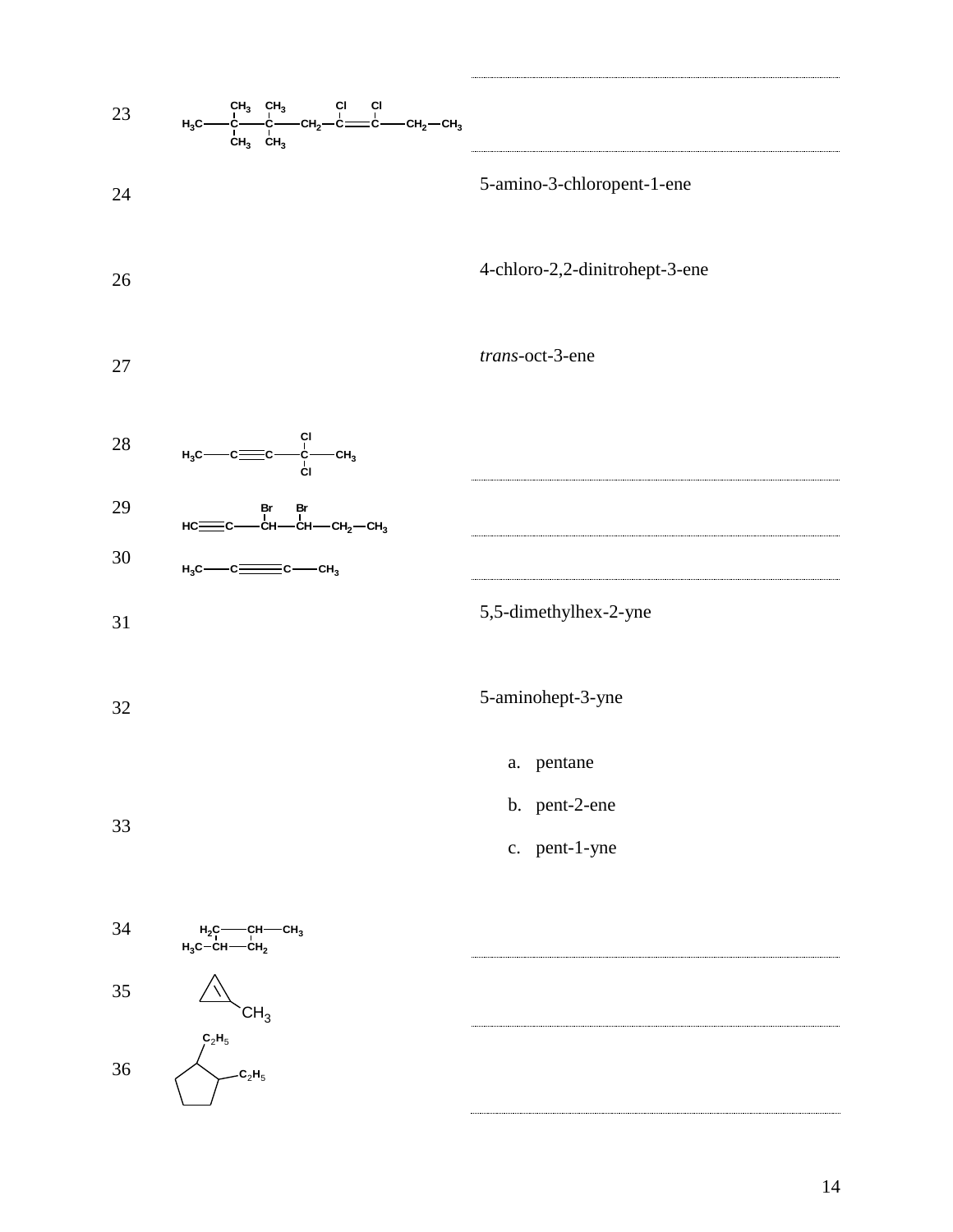23 $H_3C-C(CH_3)_2-C(CH_3)_2-CH_2-C(Cl)=C(Cl)-CH_2-CH_3$ ..............................

24 5-amino-3-chloropent-1-ene

26 4-chloro-2,2-dinitrohept-3-ene

27 *trans*-oct-3-ene

28 $H_3C-C \equiv C-C(Cl)_2-CH_3$ ..............................

29 $HC \equiv C-CH(Br)-CH(Br)-CH_2-CH_3$ ..............................

30 $H_3C-C \equiv C-CH_3$ ..............................

31 5,5-dimethylhex-2-yne

32 5-aminohept-3-yne

33

a. pentane

b. pent-2-ene

c. pent-1-yne

34 $H_2C-CH-CH_3$ / $H_3C-CH-CH_2$ (cyclobutane ring: $H_2C$, $CH(CH_3)$, $CH_2$, $CH(CH_3)$) ..............................

35 (cyclopropene with $CH_3$ substituent) ..............................

36 (cyclopentane with two $C_2H_5$ substituents on adjacent carbons) ..............................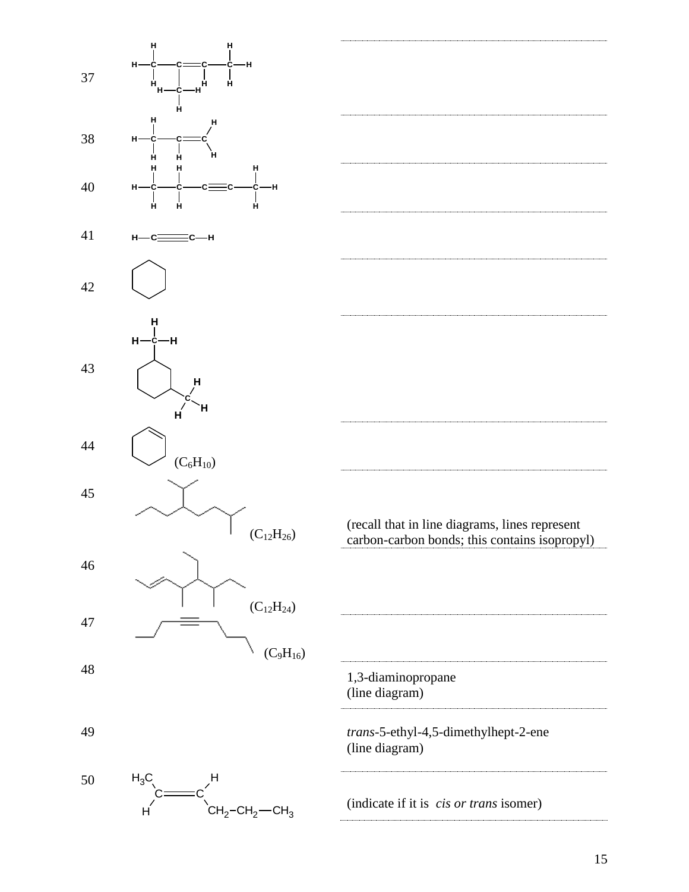37

38

40

41

42

43

44 ($C_6H_{10}$)

45

($C_{12}H_{26}$)

(recall that in line diagrams, lines represent carbon-carbon bonds; this contains isopropyl)

46

($C_{12}H_{24}$)

47

($C_9H_{16}$)

48

1,3-diaminopropane
(line diagram)

49

*trans*-5-ethyl-4,5-dimethylhept-2-ene
(line diagram)

50

$H_3C$, $H$, $H$, $CH_2-CH_2-CH_3$

(indicate if it is *cis or trans* isomer)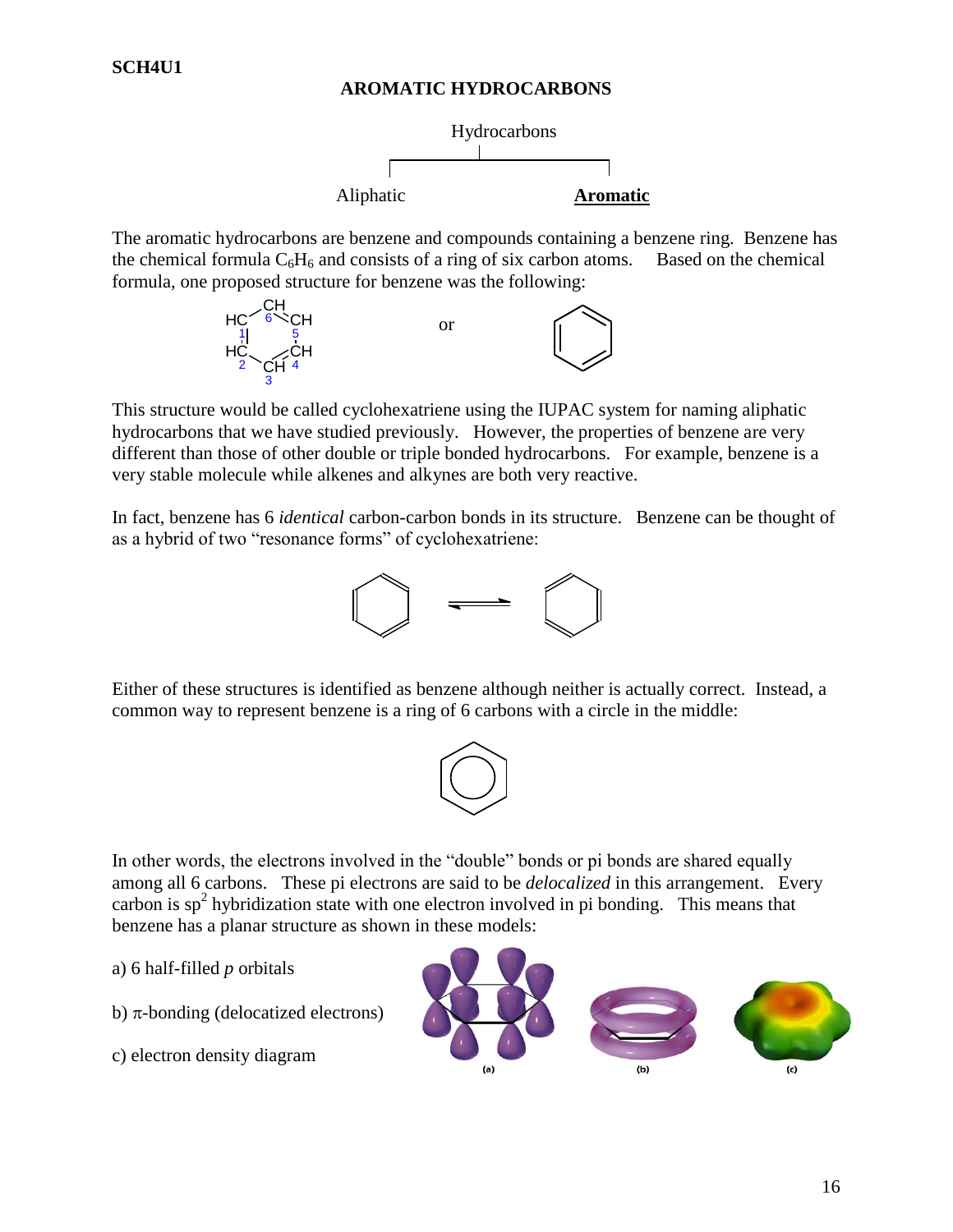**SCH4U1**

## AROMATIC HYDROCARBONS

Hydrocarbons

Aliphatic | **Aromatic**

The aromatic hydrocarbons are benzene and compounds containing a benzene ring. Benzene has the chemical formula $C_6H_6$ and consists of a ring of six carbon atoms. Based on the chemical formula, one proposed structure for benzene was the following:

or

This structure would be called cyclohexatriene using the IUPAC system for naming aliphatic hydrocarbons that we have studied previously. However, the properties of benzene are very different than those of other double or triple bonded hydrocarbons. For example, benzene is a very stable molecule while alkenes and alkynes are both very reactive.

In fact, benzene has 6 *identical* carbon-carbon bonds in its structure. Benzene can be thought of as a hybrid of two "resonance forms" of cyclohexatriene:

Either of these structures is identified as benzene although neither is actually correct. Instead, a common way to represent benzene is a ring of 6 carbons with a circle in the middle:

In other words, the electrons involved in the "double" bonds or pi bonds are shared equally among all 6 carbons. These pi electrons are said to be *delocalized* in this arrangement. Every carbon is $sp^2$ hybridization state with one electron involved in pi bonding. This means that benzene has a planar structure as shown in these models:

a) 6 half-filled *p* orbitals

b) $\pi$-bonding (delocatized electrons)

c) electron density diagram

(a) (b) (c)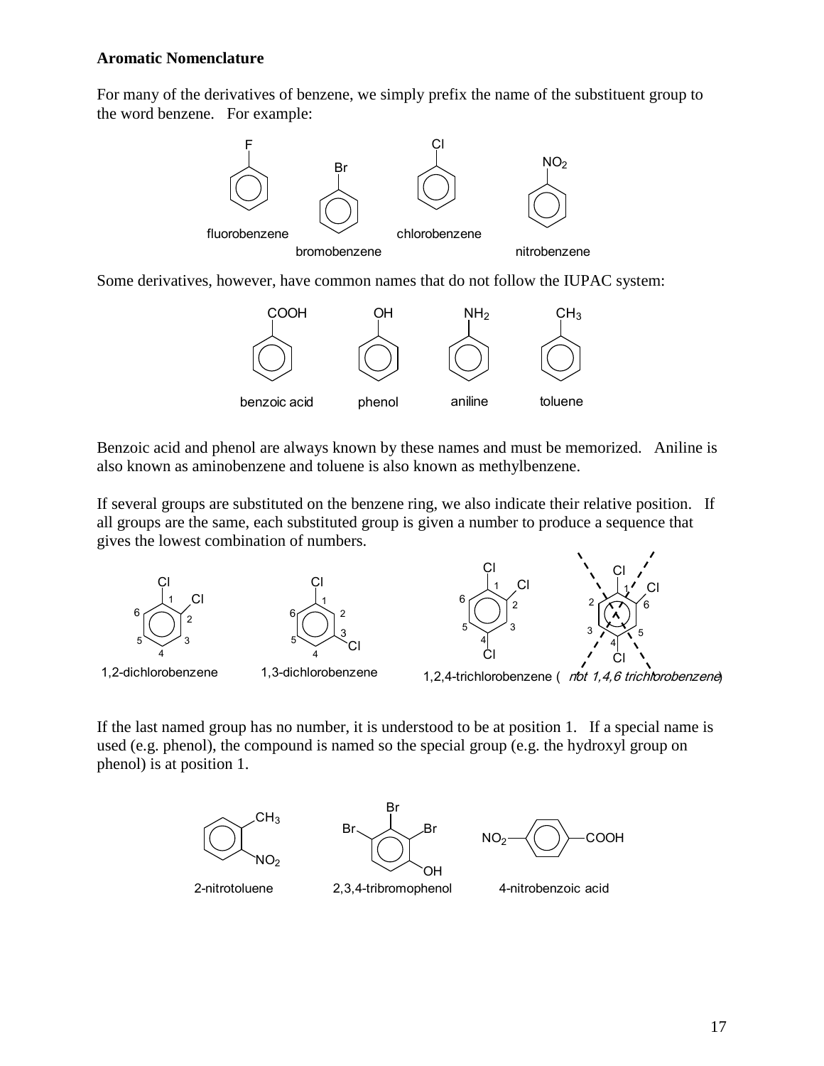**Aromatic Nomenclature**

For many of the derivatives of benzene, we simply prefix the name of the substituent group to the word benzene. For example:

fluorobenzene bromobenzene chlorobenzene nitrobenzene

Some derivatives, however, have common names that do not follow the IUPAC system:

benzoic acid phenol aniline toluene

Benzoic acid and phenol are always known by these names and must be memorized. Aniline is also known as aminobenzene and toluene is also known as methylbenzene.

If several groups are substituted on the benzene ring, we also indicate their relative position. If all groups are the same, each substituted group is given a number to produce a sequence that gives the lowest combination of numbers.

1,2-dichlorobenzene 1,3-dichlorobenzene 1,2,4-trichlorobenzene (*not 1,4,6 trichlorobenzene*)

If the last named group has no number, it is understood to be at position 1. If a special name is used (e.g. phenol), the compound is named so the special group (e.g. the hydroxyl group on phenol) is at position 1.

2-nitrotoluene 2,3,4-tribromophenol 4-nitrobenzoic acid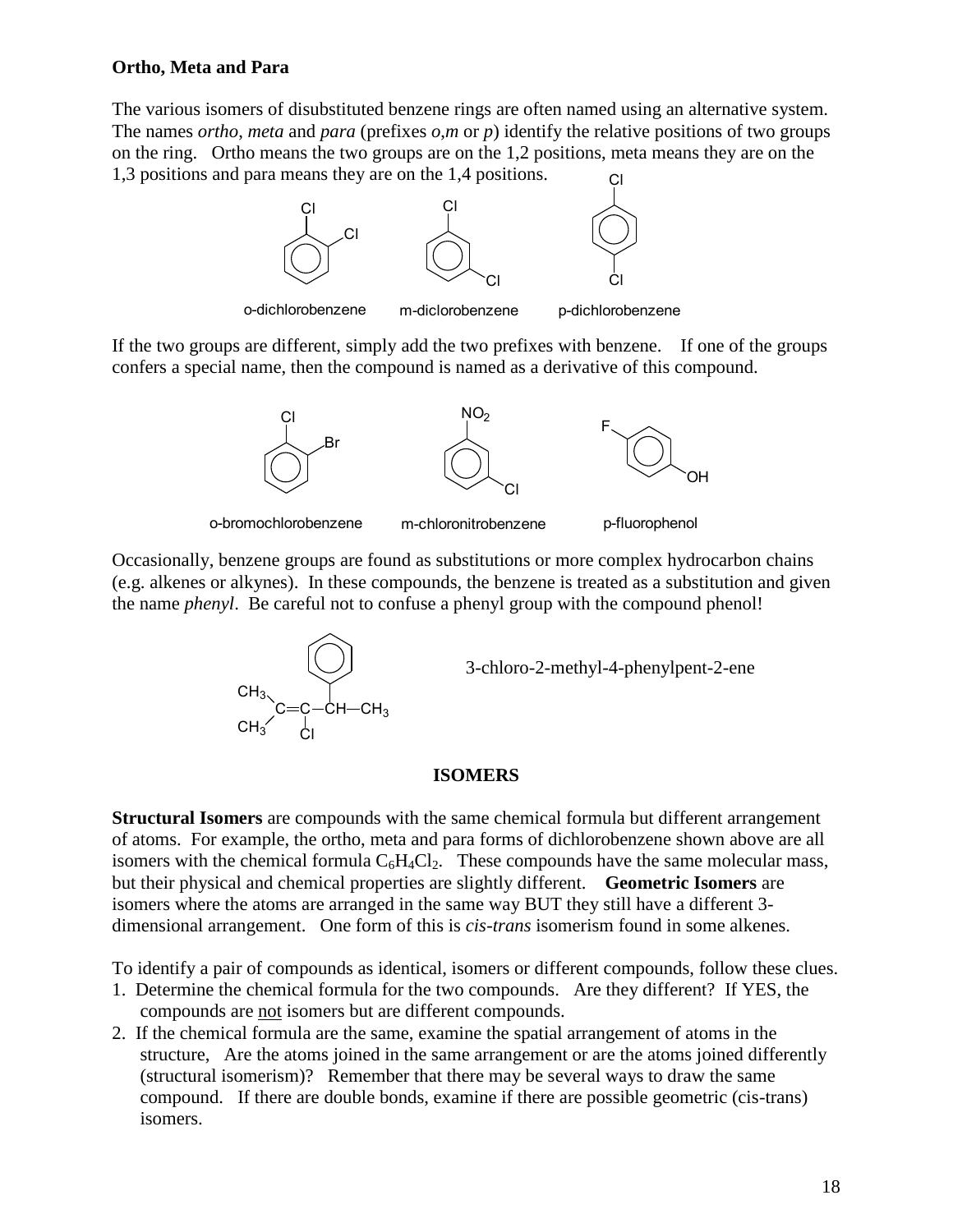**Ortho, Meta and Para**

The various isomers of disubstituted benzene rings are often named using an alternative system. The names *ortho*, *meta* and *para* (prefixes *o,m* or *p*) identify the relative positions of two groups on the ring. Ortho means the two groups are on the 1,2 positions, meta means they are on the 1,3 positions and para means they are on the 1,4 positions.

o-dichlorobenzene m-diclorobenzene p-dichlorobenzene

If the two groups are different, simply add the two prefixes with benzene. If one of the groups confers a special name, then the compound is named as a derivative of this compound.

o-bromochlorobenzene m-chloronitrobenzene p-fluorophenol

Occasionally, benzene groups are found as substitutions or more complex hydrocarbon chains (e.g. alkenes or alkynes). In these compounds, the benzene is treated as a substitution and given the name *phenyl*. Be careful not to confuse a phenyl group with the compound phenol!

3-chloro-2-methyl-4-phenylpent-2-ene

**ISOMERS**

**Structural Isomers** are compounds with the same chemical formula but different arrangement of atoms. For example, the ortho, meta and para forms of dichlorobenzene shown above are all isomers with the chemical formula $C_6H_4Cl_2$. These compounds have the same molecular mass, but their physical and chemical properties are slightly different. **Geometric Isomers** are isomers where the atoms are arranged in the same way BUT they still have a different 3-dimensional arrangement. One form of this is *cis-trans* isomerism found in some alkenes.

To identify a pair of compounds as identical, isomers or different compounds, follow these clues.

1. Determine the chemical formula for the two compounds. Are they different? If YES, the compounds are not isomers but are different compounds.
2. If the chemical formula are the same, examine the spatial arrangement of atoms in the structure, Are the atoms joined in the same arrangement or are the atoms joined differently (structural isomerism)? Remember that there may be several ways to draw the same compound. If there are double bonds, examine if there are possible geometric (cis-trans) isomers.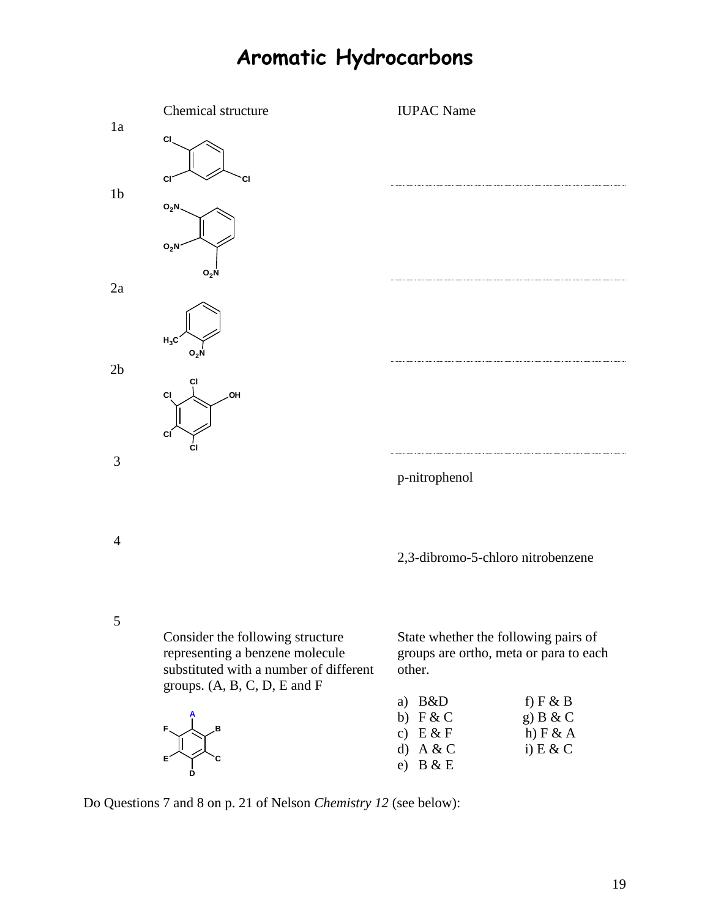# Aromatic Hydrocarbons

| | Chemical structure | IUPAC Name |
|---|---|---|
| 1a | Cl, Cl, Cl | |
| 1b | $O_2N$, $O_2N$, $O_2N$ | |
| 2a | $H_3C$, $O_2N$ | |
| 2b | Cl, Cl, OH, Cl, Cl | |
| 3 | | p-nitrophenol |
| 4 | | 2,3-dibromo-5-chloro nitrobenzene |

5

Consider the following structure representing a benzene molecule substituted with a number of different groups. (A, B, C, D, E and F

A, B, C, D, E, F

State whether the following pairs of groups are ortho, meta or para to each other.

a) B&D
b) F & C
c) E & F
d) A & C
e) B & E
f) F & B
g) B & C
h) F & A
i) E & C

Do Questions 7 and 8 on p. 21 of Nelson *Chemistry 12* (see below):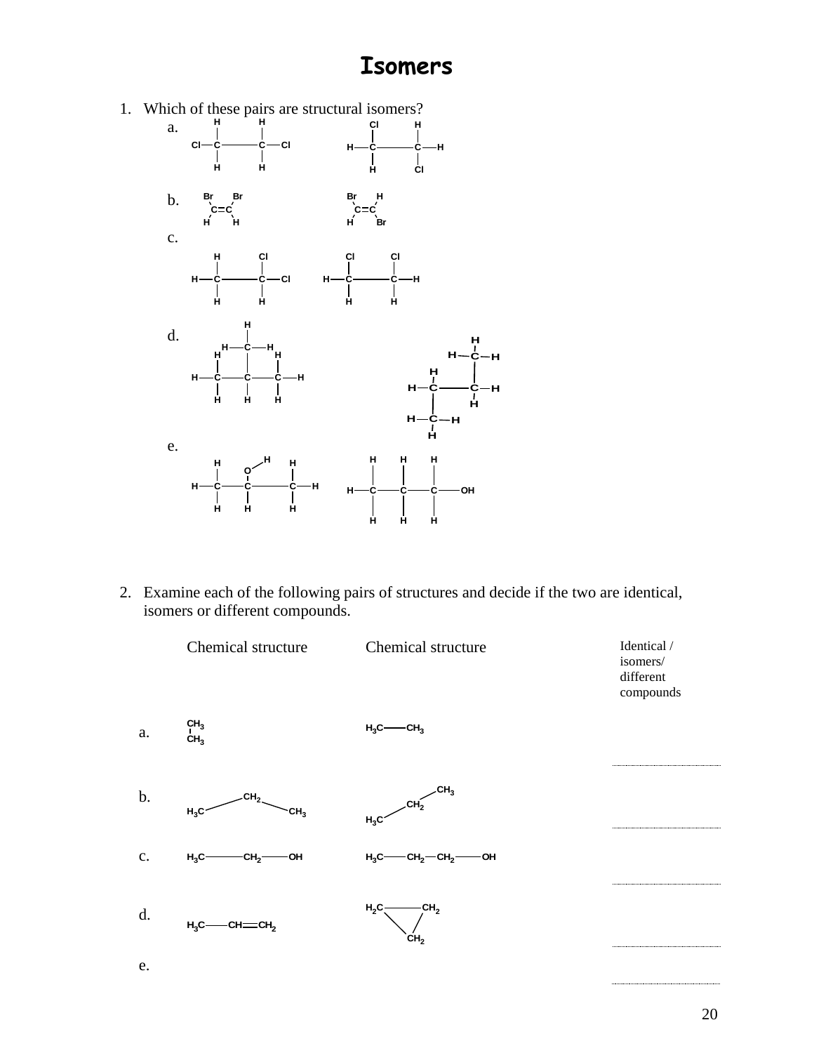# Isomers

1. Which of these pairs are structural isomers?
   a.
   b.
   c.
   d.
   e.

2. Examine each of the following pairs of structures and decide if the two are identical, isomers or different compounds.

| | Chemical structure | Chemical structure | Identical / isomers/ different compounds |
|---|---|---|---|
| a. | $CH_3$–$CH_3$ | $H_3C$—$CH_3$ | ............ |
| b. | $H_3C$–$CH_2$–$CH_3$ | $H_3C$–$CH_2$–$CH_3$ | ............ |
| c. | $H_3C$—$CH_2$—OH | $H_3C$—$CH_2$—$CH_2$—OH | ............ |
| d. | $H_3C$—CH═$CH_2$ | $H_2C$—$CH_2$—$CH_2$ (ring) | ............ |
| e. | | | ............ |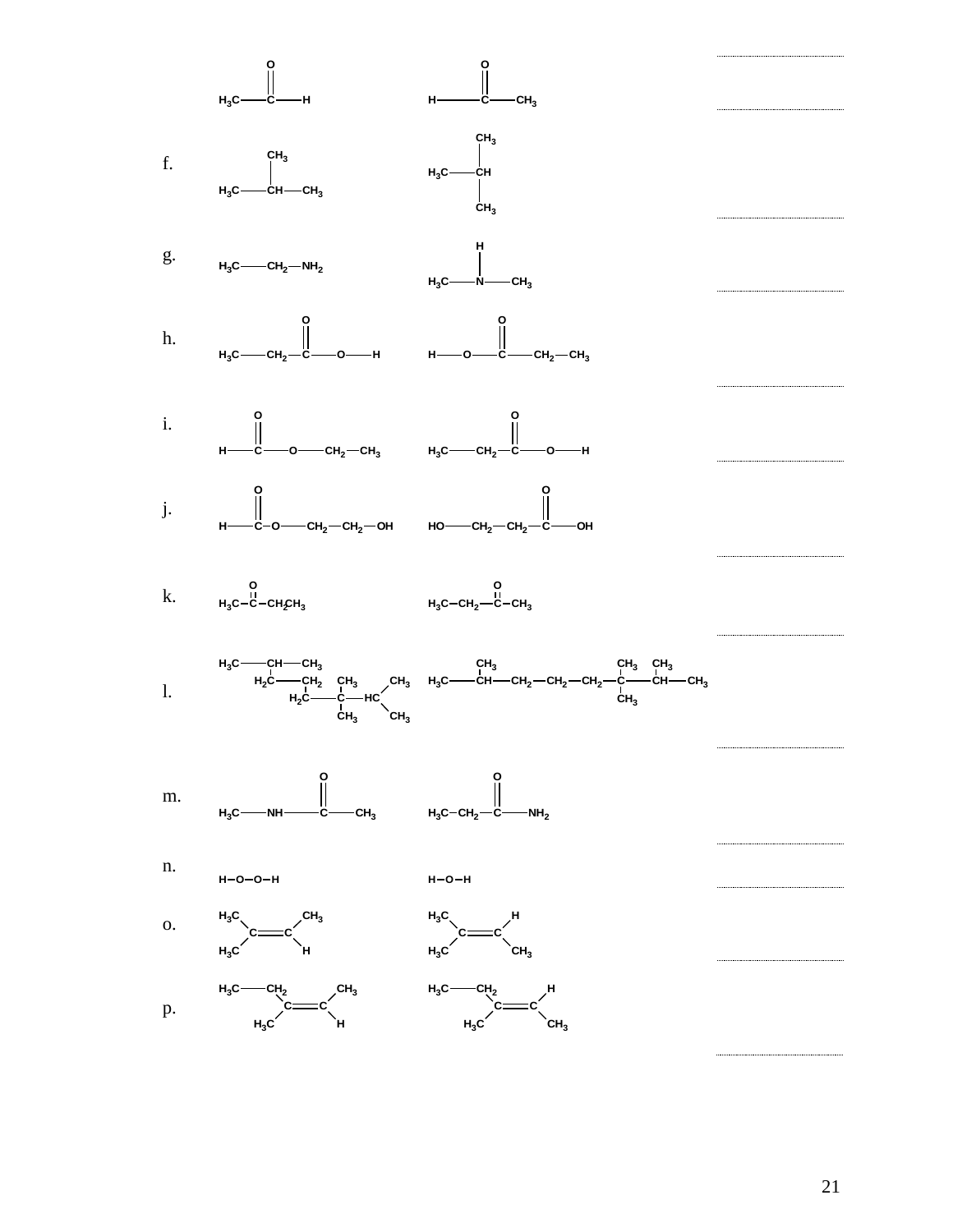$H_3C-C(=O)-H$ $\qquad$ $H-C(=O)-CH_3$ $\qquad$ ..........

..........

f. $\quad H_3C-CH(CH_3)-CH_3$ $\qquad$ $H_3C-CH(CH_3)-CH_3$

..........

g. $\quad H_3C-CH_2-NH_2$ $\qquad$ $H_3C-NH-CH_3$

..........

h. $\quad H_3C-CH_2-C(=O)-O-H$ $\qquad$ $H-O-C(=O)-CH_2-CH_3$

..........

i. $\quad H-C(=O)-O-CH_2-CH_3$ $\qquad$ $H_3C-CH_2-C(=O)-O-H$

..........

j. $\quad H-C(=O)-O-CH_2-CH_2-OH$ $\qquad$ $HO-CH_2-CH_2-C(=O)-OH$

..........

k. $\quad H_3C-C(=O)-CH_2CH_3$ $\qquad$ $H_3C-CH_2-C(=O)-CH_3$

..........

l. $\quad H_3C-CH(CH_3)-CH_2-CH_2-C(CH_3)_2-CH(CH_3)-CH_3$ $\qquad$ $H_3C-CH(CH_3)-CH_2-CH_2-CH_2-C(CH_3)_2-CH(CH_3)-CH_3$

..........

m. $\quad H_3C-NH-C(=O)-CH_3$ $\qquad$ $H_3C-CH_2-C(=O)-NH_2$

..........

n. $\quad H-O-O-H$ $\qquad$ $H-O-H$

..........

o. $\quad (H_3C)_2C=C(CH_3)(H)$ $\qquad$ $(H_3C)_2C=C(H)(CH_3)$

..........

p. $\quad (H_3C-CH_2)(H_3C)C=C(CH_3)(H)$ $\qquad$ $(H_3C-CH_2)(H_3C)C=C(H)(CH_3)$

..........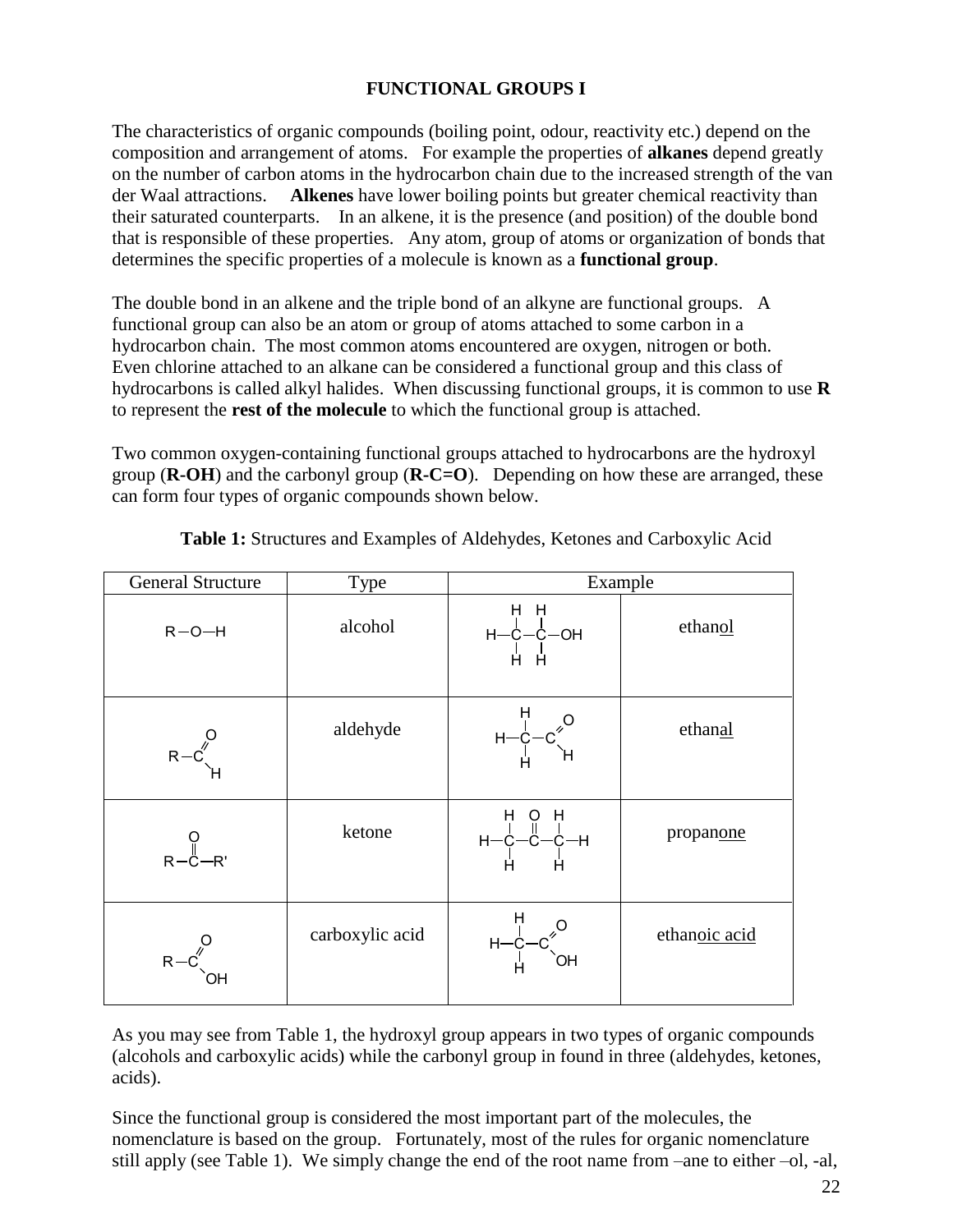## FUNCTIONAL GROUPS I

The characteristics of organic compounds (boiling point, odour, reactivity etc.) depend on the composition and arrangement of atoms. For example the properties of **alkanes** depend greatly on the number of carbon atoms in the hydrocarbon chain due to the increased strength of the van der Waal attractions. **Alkenes** have lower boiling points but greater chemical reactivity than their saturated counterparts. In an alkene, it is the presence (and position) of the double bond that is responsible of these properties. Any atom, group of atoms or organization of bonds that determines the specific properties of a molecule is known as a **functional group**.

The double bond in an alkene and the triple bond of an alkyne are functional groups. A functional group can also be an atom or group of atoms attached to some carbon in a hydrocarbon chain. The most common atoms encountered are oxygen, nitrogen or both. Even chlorine attached to an alkane can be considered a functional group and this class of hydrocarbons is called alkyl halides. When discussing functional groups, it is common to use **R** to represent the **rest of the molecule** to which the functional group is attached.

Two common oxygen-containing functional groups attached to hydrocarbons are the hydroxyl group (**R-OH**) and the carbonyl group (**R-C=O**). Depending on how these are arranged, these can form four types of organic compounds shown below.

**Table 1:** Structures and Examples of Aldehydes, Ketones and Carboxylic Acid

| General Structure | Type | Example | |
|---|---|---|---|
| R–O–H | alcohol | $CH_3CH_2OH$ | ethan<u>ol</u> |
| R–C(=O)–H | aldehyde | $CH_3CHO$ | ethan<u>al</u> |
| R–C(=O)–R' | ketone | $CH_3COCH_3$ | propan<u>one</u> |
| R–C(=O)–OH | carboxylic acid | $CH_3COOH$ | ethan<u>oic acid</u> |

As you may see from Table 1, the hydroxyl group appears in two types of organic compounds (alcohols and carboxylic acids) while the carbonyl group in found in three (aldehydes, ketones, acids).

Since the functional group is considered the most important part of the molecules, the nomenclature is based on the group. Fortunately, most of the rules for organic nomenclature still apply (see Table 1). We simply change the end of the root name from –ane to either –ol, -al,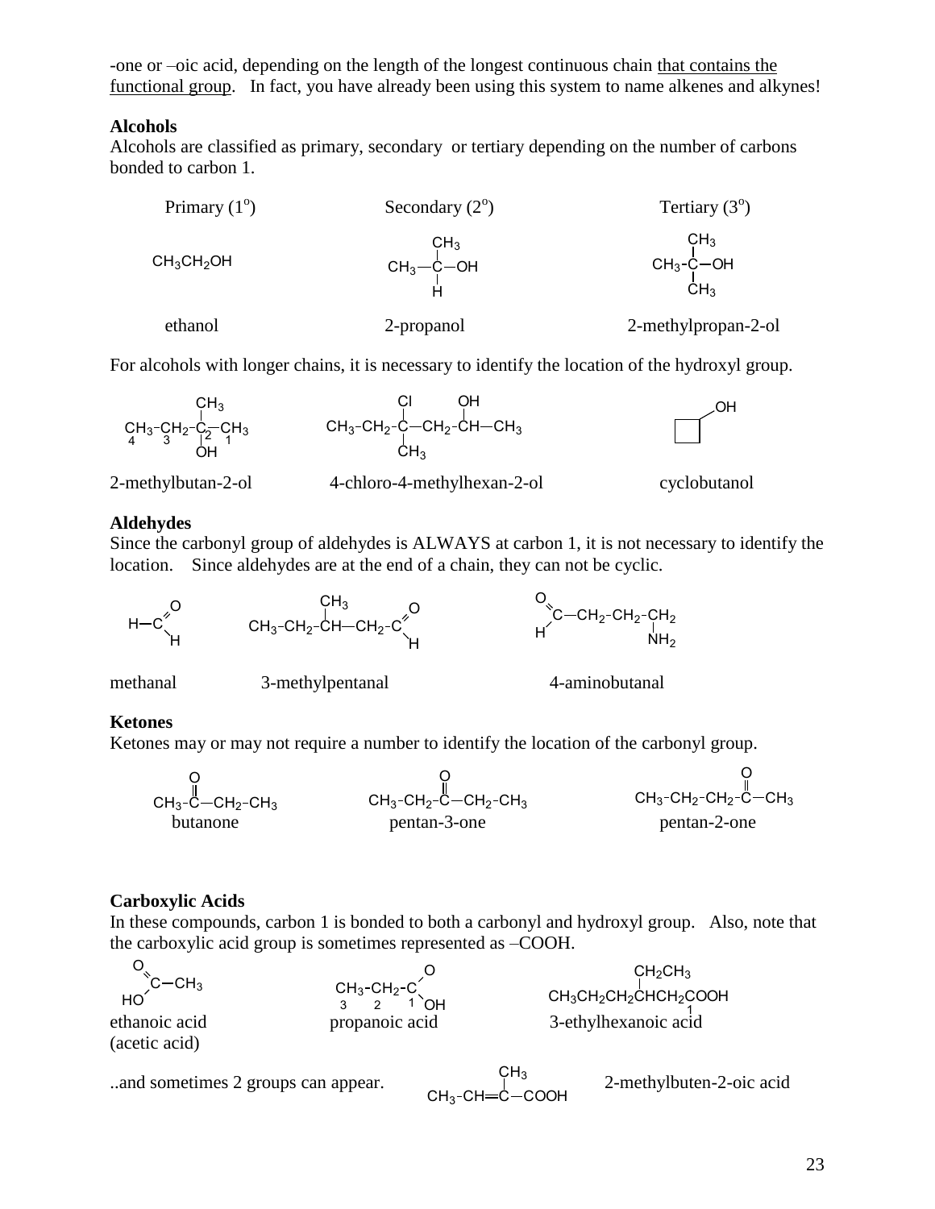-one or –oic acid, depending on the length of the longest continuous chain <u>that contains the functional group</u>. In fact, you have already been using this system to name alkenes and alkynes!

**Alcohols**

Alcohols are classified as primary, secondary or tertiary depending on the number of carbons bonded to carbon 1.

| Primary ($1^o$) | Secondary ($2^o$) | Tertiary ($3^o$) |
|---|---|---|
| $CH_3CH_2OH$ | $CH_3-C(CH_3)(H)-OH$ | $CH_3-C(CH_3)(CH_3)-OH$ |
| ethanol | 2-propanol | 2-methylpropan-2-ol |

For alcohols with longer chains, it is necessary to identify the location of the hydroxyl group.

| $\overset{4}{CH_3}-\overset{3}{CH_2}-\overset{2}{C}(CH_3)(OH)-\overset{1}{CH_3}$ | $CH_3-CH_2-C(Cl)(CH_3)-CH_2-CH(OH)-CH_3$ | (cyclobutane ring with –OH) |
|---|---|---|
| 2-methylbutan-2-ol | 4-chloro-4-methylhexan-2-ol | cyclobutanol |

**Aldehydes**

Since the carbonyl group of aldehydes is ALWAYS at carbon 1, it is not necessary to identify the location. Since aldehydes are at the end of a chain, they can not be cyclic.

| $H-CHO$ | $CH_3-CH_2-CH(CH_3)-CH_2-CHO$ | $OHC-CH_2-CH_2-CH_2NH_2$ |
|---|---|---|
| methanal | 3-methylpentanal | 4-aminobutanal |

**Ketones**

Ketones may or may not require a number to identify the location of the carbonyl group.

| $CH_3-C(=O)-CH_2-CH_3$ | $CH_3-CH_2-C(=O)-CH_2-CH_3$ | $CH_3-CH_2-CH_2-C(=O)-CH_3$ |
|---|---|---|
| butanone | pentan-3-one | pentan-2-one |

**Carboxylic Acids**

In these compounds, carbon 1 is bonded to both a carbonyl and hydroxyl group. Also, note that the carboxylic acid group is sometimes represented as –COOH.

| $HO-C(=O)-CH_3$ | $\overset{3}{CH_3}-\overset{2}{CH_2}-\overset{1}{C}(=O)-OH$ | $CH_3CH_2CH_2CH(CH_2CH_3)CH_2\overset{1}{C}OOH$ |
|---|---|---|
| ethanoic acid (acetic acid) | propanoic acid | 3-ethylhexanoic acid |

..and sometimes 2 groups can appear. $CH_3-CH=C(CH_3)-COOH$ 2-methylbuten-2-oic acid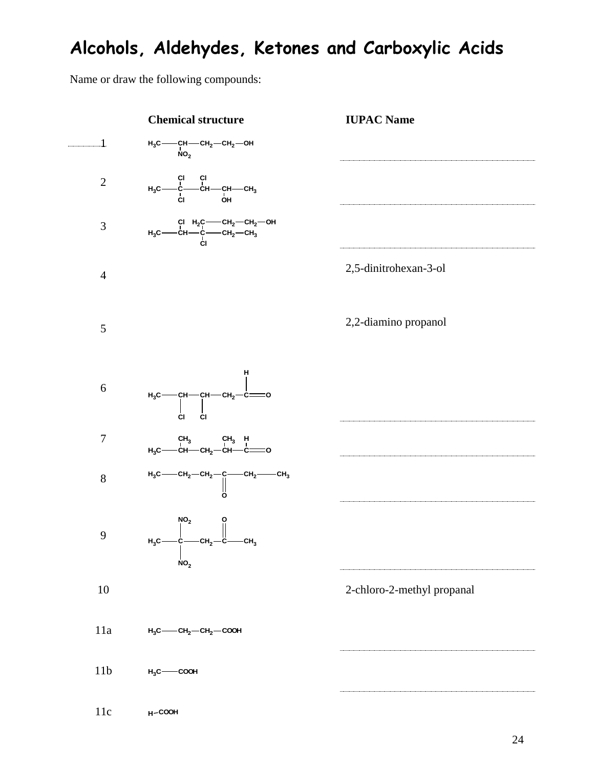# Alcohols, Aldehydes, Ketones and Carboxylic Acids

Name or draw the following compounds:

| | Chemical structure | IUPAC Name |
|---|---|---|
| 1 | $H_3C—CH(NO_2)—CH_2—CH_2—OH$ | |
| 2 | $H_3C—CCl_2—CH(Cl)—CH(OH)—CH_3$ | |
| 3 | $H_3C—CH(Cl)—C(Cl)(CH_2—CH_2—CH_2—OH)—CH_2—CH_3$ | |
| 4 | | 2,5-dinitrohexan-3-ol |
| 5 | | 2,2-diamino propanol |
| 6 | $H_3C—CH(Cl)—CH(Cl)—CH_2—C(H)=O$ | |
| 7 | $H_3C—CH(CH_3)—CH_2—CH(CH_3)—C(H)=O$ | |
| 8 | $H_3C—CH_2—CH_2—C(=O)—CH_2—CH_3$ | |
| 9 | $H_3C—C(NO_2)_2—CH_2—C(=O)—CH_3$ | |
| 10 | | 2-chloro-2-methyl propanal |
| 11a | $H_3C—CH_2—CH_2—COOH$ | |
| 11b | $H_3C—COOH$ | |
| 11c | $H—COOH$ | |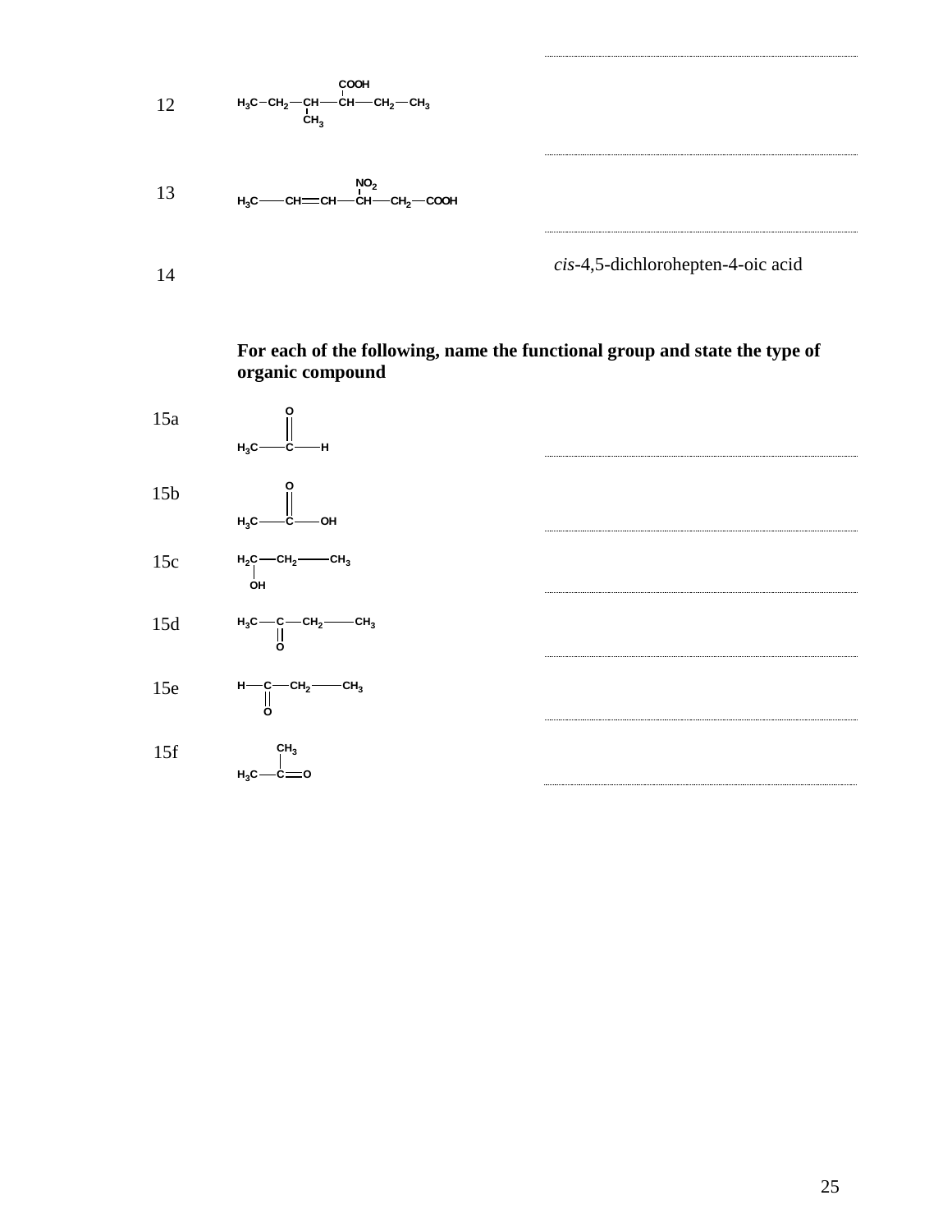12 $H_3C-CH_2-CH(CH_3)-CH(COOH)-CH_2-CH_3$ ..........................................

13 $H_3C-CH{=}CH-CH(NO_2)-CH_2-COOH$ ..........................................

14 ..........................................

*cis*-4,5-dichlorohepten-4-oic acid

**For each of the following, name the functional group and state the type of organic compound**

15a $H_3C-C(=O)-H$ ..........................................

15b $H_3C-C(=O)-OH$ ..........................................

15c $H_2C(OH)-CH_2-CH_3$ ..........................................

15d $H_3C-C(=O)-CH_2-CH_3$ ..........................................

15e $H-C(=O)-CH_2-CH_3$ ..........................................

15f $H_3C-C(CH_3){=}O$ ..........................................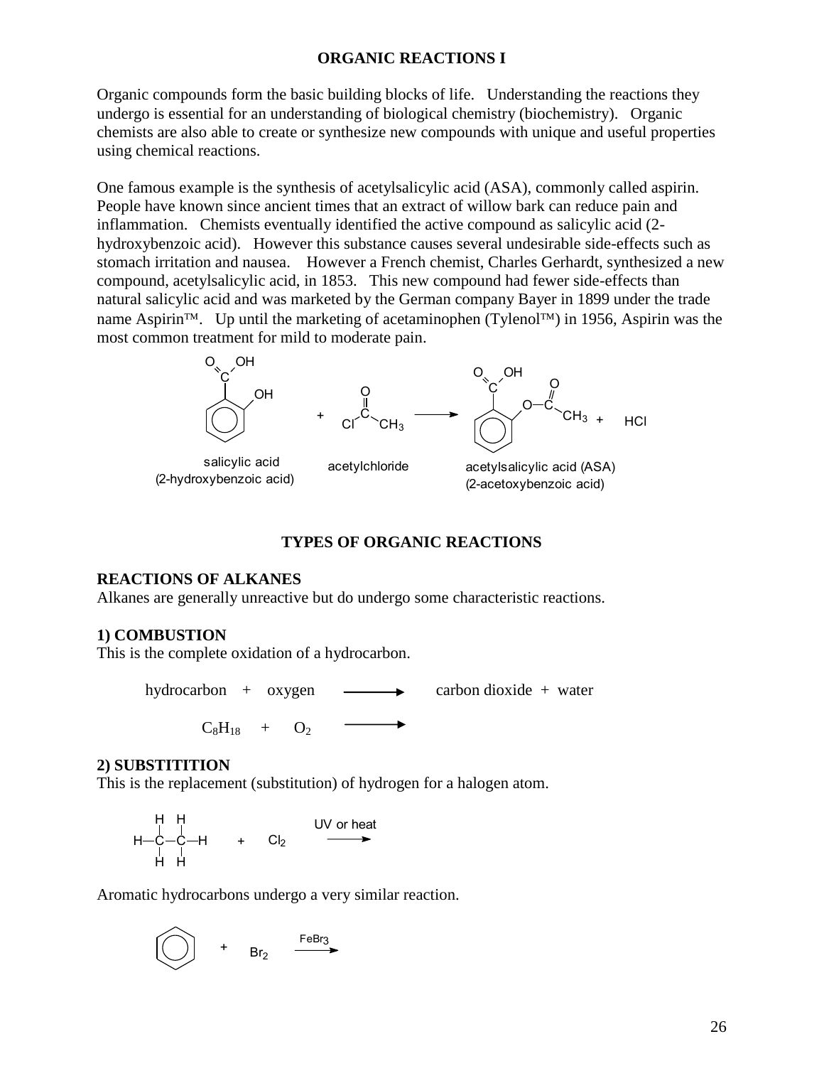**ORGANIC REACTIONS I**

Organic compounds form the basic building blocks of life. Understanding the reactions they undergo is essential for an understanding of biological chemistry (biochemistry). Organic chemists are also able to create or synthesize new compounds with unique and useful properties using chemical reactions.

One famous example is the synthesis of acetylsalicylic acid (ASA), commonly called aspirin. People have known since ancient times that an extract of willow bark can reduce pain and inflammation. Chemists eventually identified the active compound as salicylic acid (2-hydroxybenzoic acid). However this substance causes several undesirable side-effects such as stomach irritation and nausea. However a French chemist, Charles Gerhardt, synthesized a new compound, acetylsalicylic acid, in 1853. This new compound had fewer side-effects than natural salicylic acid and was marketed by the German company Bayer in 1899 under the trade name Aspirin™. Up until the marketing of acetaminophen (Tylenol™) in 1956, Aspirin was the most common treatment for mild to moderate pain.

salicylic acid (2-hydroxybenzoic acid) + acetylchloride → acetylsalicylic acid (ASA) (2-acetoxybenzoic acid) + HCl

**TYPES OF ORGANIC REACTIONS**

**REACTIONS OF ALKANES**

Alkanes are generally unreactive but do undergo some characteristic reactions.

**1) COMBUSTION**

This is the complete oxidation of a hydrocarbon.

hydrocarbon + oxygen → carbon dioxide + water

$C_8H_{18}$ + $O_2$ →

**2) SUBSTITITION**

This is the replacement (substitution) of hydrogen for a halogen atom.

$CH_3CH_3$ + $Cl_2$ $\xrightarrow{\text{UV or heat}}$

Aromatic hydrocarbons undergo a very similar reaction.

$C_6H_6$ + $Br_2$ $\xrightarrow{FeBr_3}$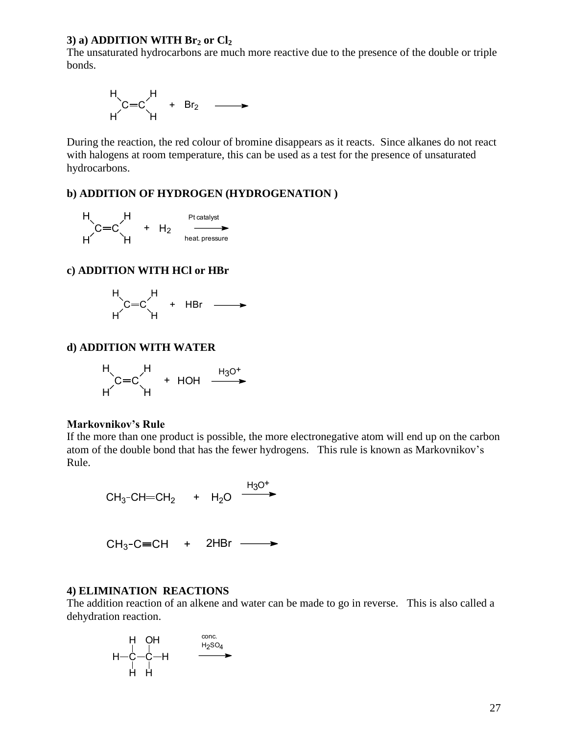**3) a) ADDITION WITH $Br_2$ or $Cl_2$**

The unsaturated hydrocarbons are much more reactive due to the presence of the double or triple bonds.

$$H_2C{=}CH_2 \quad + \quad Br_2 \longrightarrow$$

During the reaction, the red colour of bromine disappears as it reacts. Since alkanes do not react with halogens at room temperature, this can be used as a test for the presence of unsaturated hydrocarbons.

**b) ADDITION OF HYDROGEN (HYDROGENATION )**

$$H_2C{=}CH_2 \quad + \quad H_2 \xrightarrow[\text{heat. pressure}]{\text{Pt catalyst}}$$

**c) ADDITION WITH HCl or HBr**

$$H_2C{=}CH_2 \quad + \quad HBr \longrightarrow$$

**d) ADDITION WITH WATER**

$$H_2C{=}CH_2 \quad + \quad HOH \xrightarrow{H_3O^+}$$

**Markovnikov's Rule**

If the more than one product is possible, the more electronegative atom will end up on the carbon atom of the double bond that has the fewer hydrogens. This rule is known as Markovnikov's Rule.

$$CH_3{-}CH{=}CH_2 \quad + \quad H_2O \xrightarrow{H_3O^+}$$

$$CH_3{-}C{\equiv}CH \quad + \quad 2HBr \longrightarrow$$

**4) ELIMINATION REACTIONS**

The addition reaction of an alkene and water can be made to go in reverse. This is also called a dehydration reaction.

$$H{-}CH_2{-}CH_2{-}OH \xrightarrow{\text{conc. } H_2SO_4}$$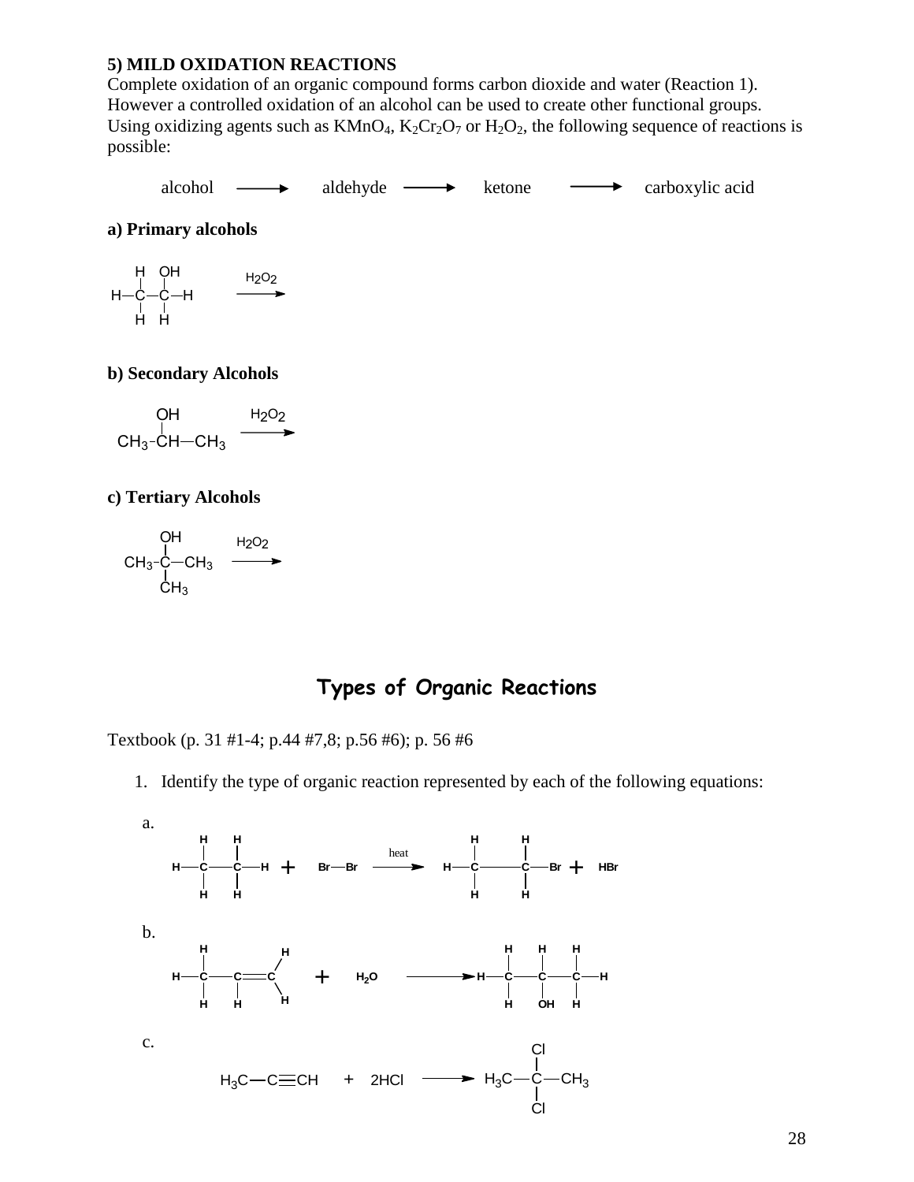**5) MILD OXIDATION REACTIONS**

Complete oxidation of an organic compound forms carbon dioxide and water (Reaction 1). However a controlled oxidation of an alcohol can be used to create other functional groups. Using oxidizing agents such as $KMnO_4$, $K_2Cr_2O_7$ or $H_2O_2$, the following sequence of reactions is possible:

alcohol ⟶ aldehyde ⟶ ketone ⟶ carboxylic acid

**a) Primary alcohols**

$$H_3C-CH_2OH \xrightarrow{H_2O_2}$$

**b) Secondary Alcohols**

$$CH_3-CH(OH)-CH_3 \xrightarrow{H_2O_2}$$

**c) Tertiary Alcohols**

$$CH_3-C(OH)(CH_3)-CH_3 \xrightarrow{H_2O_2}$$

## Types of Organic Reactions

Textbook (p. 31 #1-4; p.44 #7,8; p.56 #6); p. 56 #6

1. Identify the type of organic reaction represented by each of the following equations:

a.

$$H_3C-CH_3 + Br-Br \xrightarrow{heat} H_3C-CH_2Br + HBr$$

b.

$$H_3C-CH=CH_2 + H_2O \longrightarrow H_3C-CH(OH)-CH_3$$

c.

$$H_3C-C\equiv CH + 2HCl \longrightarrow H_3C-CCl_2-CH_3$$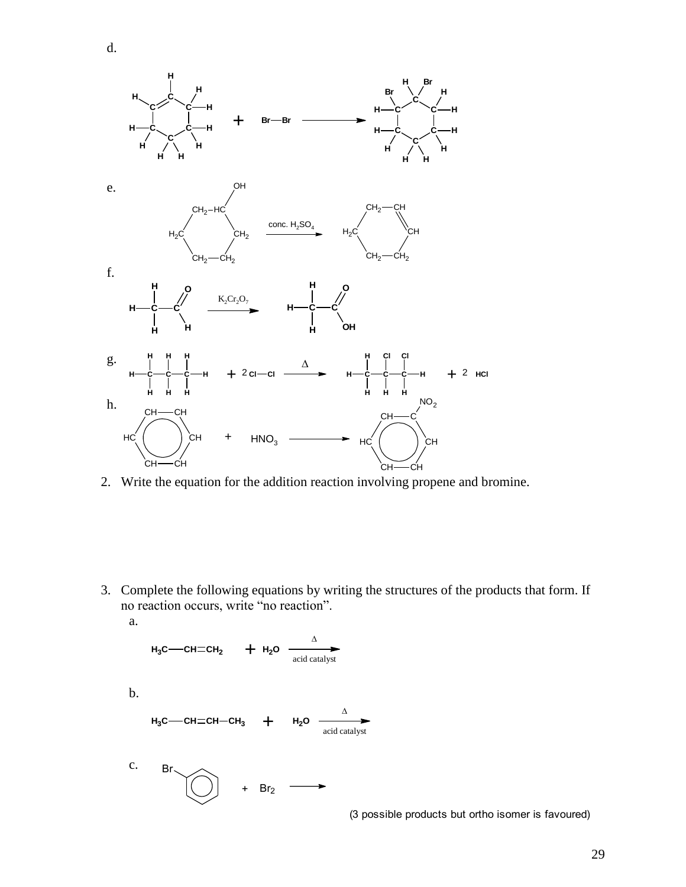d.

$$C_6H_{10} + Br—Br \longrightarrow C_6H_{10}Br_2$$

(cyclohexene + bromine → 1,2-dibromocyclohexane)

e.

$$C_6H_{11}OH \xrightarrow{\text{conc. } H_2SO_4} C_6H_{10}$$

(cyclohexanol → cyclohexene)

f.

$$CH_3CHO \xrightarrow{K_2Cr_2O_7} CH_3COOH$$

g.

$$CH_3CH_2CH_3 + 2\,Cl—Cl \xrightarrow{\Delta} CH_2ClCHClCH_3 + 2\,HCl$$

h.

$$C_6H_6 + HNO_3 \longrightarrow C_6H_5NO_2$$

2. Write the equation for the addition reaction involving propene and bromine.

3. Complete the following equations by writing the structures of the products that form. If no reaction occurs, write "no reaction".

a.

$$H_3C—CH{=}CH_2 + H_2O \xrightarrow[\text{acid catalyst}]{\Delta}$$

b.

$$H_3C—CH{=}CH—CH_3 + H_2O \xrightarrow[\text{acid catalyst}]{\Delta}$$

c.

$$C_6H_5Br + Br_2 \longrightarrow$$

(3 possible products but ortho isomer is favoured)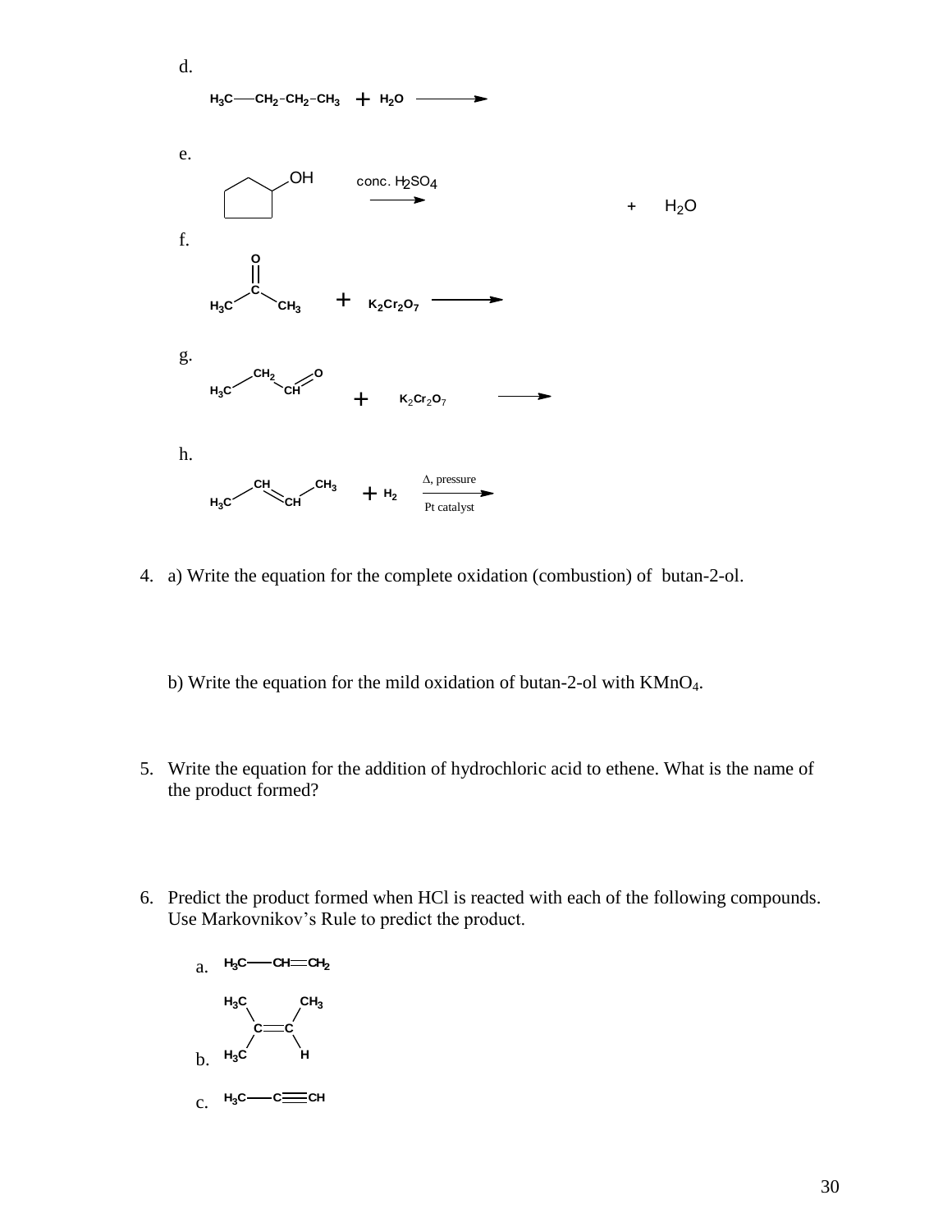d.

$$H_3C—CH_2—CH_2—CH_3 + H_2O \longrightarrow$$

e.

$$\text{cyclopentanol (cyclopentane ring with OH)} \xrightarrow{\text{conc. } H_2SO_4} \qquad + \quad H_2O$$

f.

$$H_3C—C(=O)—CH_3 + K_2Cr_2O_7 \longrightarrow$$

g.

$$H_3C—CH_2—CH{=}O + K_2Cr_2O_7 \longrightarrow$$

h.

$$H_3C—CH{=}CH—CH_3 + H_2 \xrightarrow[\text{Pt catalyst}]{\Delta,\text{ pressure}}$$

4. a) Write the equation for the complete oxidation (combustion) of butan-2-ol.

   b) Write the equation for the mild oxidation of butan-2-ol with $KMnO_4$.

5. Write the equation for the addition of hydrochloric acid to ethene. What is the name of the product formed?

6. Predict the product formed when HCl is reacted with each of the following compounds. Use Markovnikov's Rule to predict the product.

   a. $H_3C—CH{=}CH_2$

   b. $(H_3C)_2C{=}C(H)CH_3$

   c. $H_3C—C{\equiv}CH$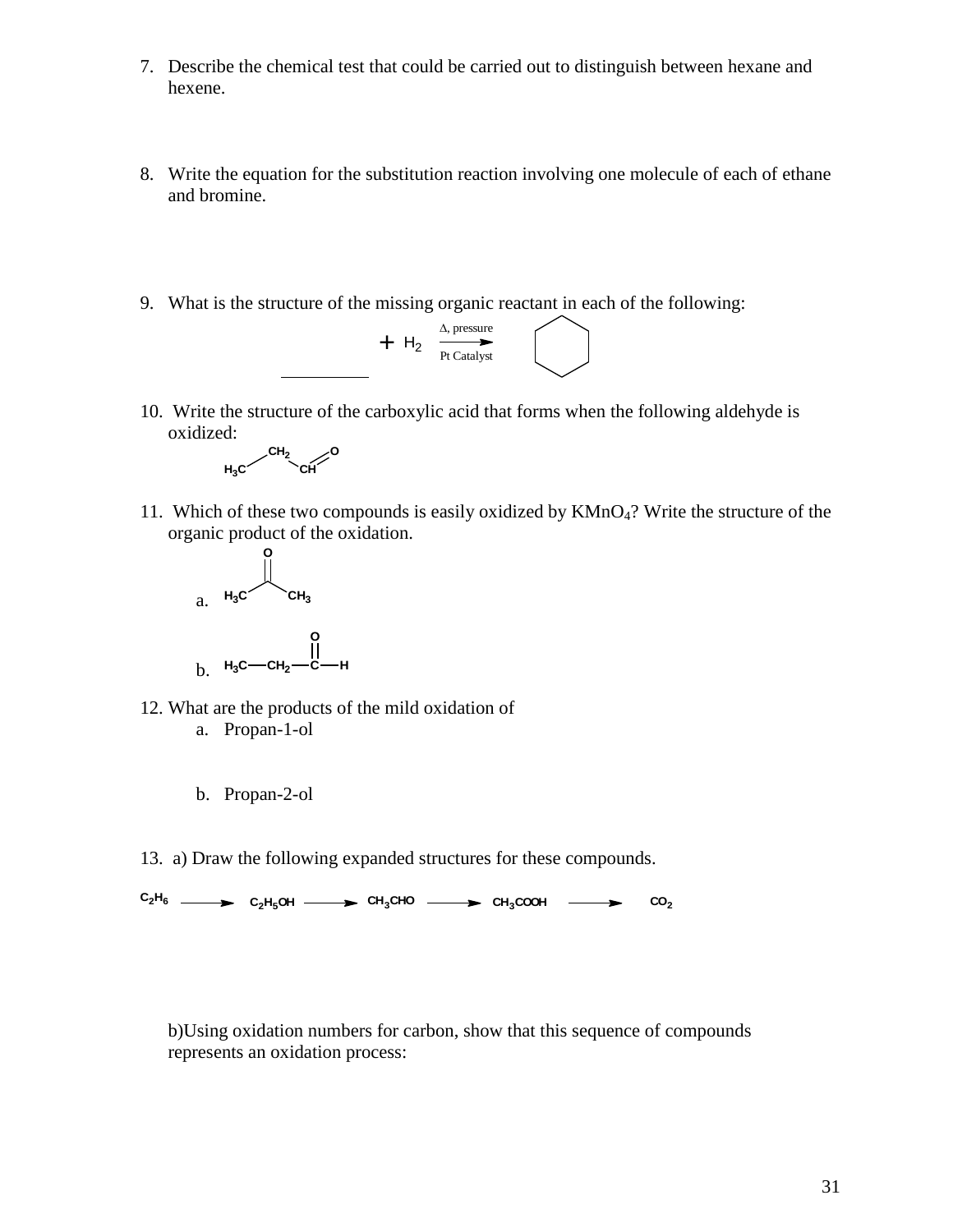7. Describe the chemical test that could be carried out to distinguish between hexane and hexene.

8. Write the equation for the substitution reaction involving one molecule of each of ethane and bromine.

9. What is the structure of the missing organic reactant in each of the following:

$$\_\_\_\_\_\_\_\_ + H_2 \xrightarrow[\text{Pt Catalyst}]{\Delta,\ \text{pressure}} \text{(cyclohexane)}$$

10. Write the structure of the carboxylic acid that forms when the following aldehyde is oxidized:

$H_3C{-}CH_2{-}CH{=}O$

11. Which of these two compounds is easily oxidized by $KMnO_4$? Write the structure of the organic product of the oxidation.

   a. $H_3C{-}C(=O){-}CH_3$

   b. $H_3C{-}CH_2{-}C(=O){-}H$

12. What are the products of the mild oxidation of
   a. Propan-1-ol

   b. Propan-2-ol

13. a) Draw the following expanded structures for these compounds.

$$C_2H_6 \longrightarrow C_2H_5OH \longrightarrow CH_3CHO \longrightarrow CH_3COOH \longrightarrow CO_2$$

b)Using oxidation numbers for carbon, show that this sequence of compounds represents an oxidation process: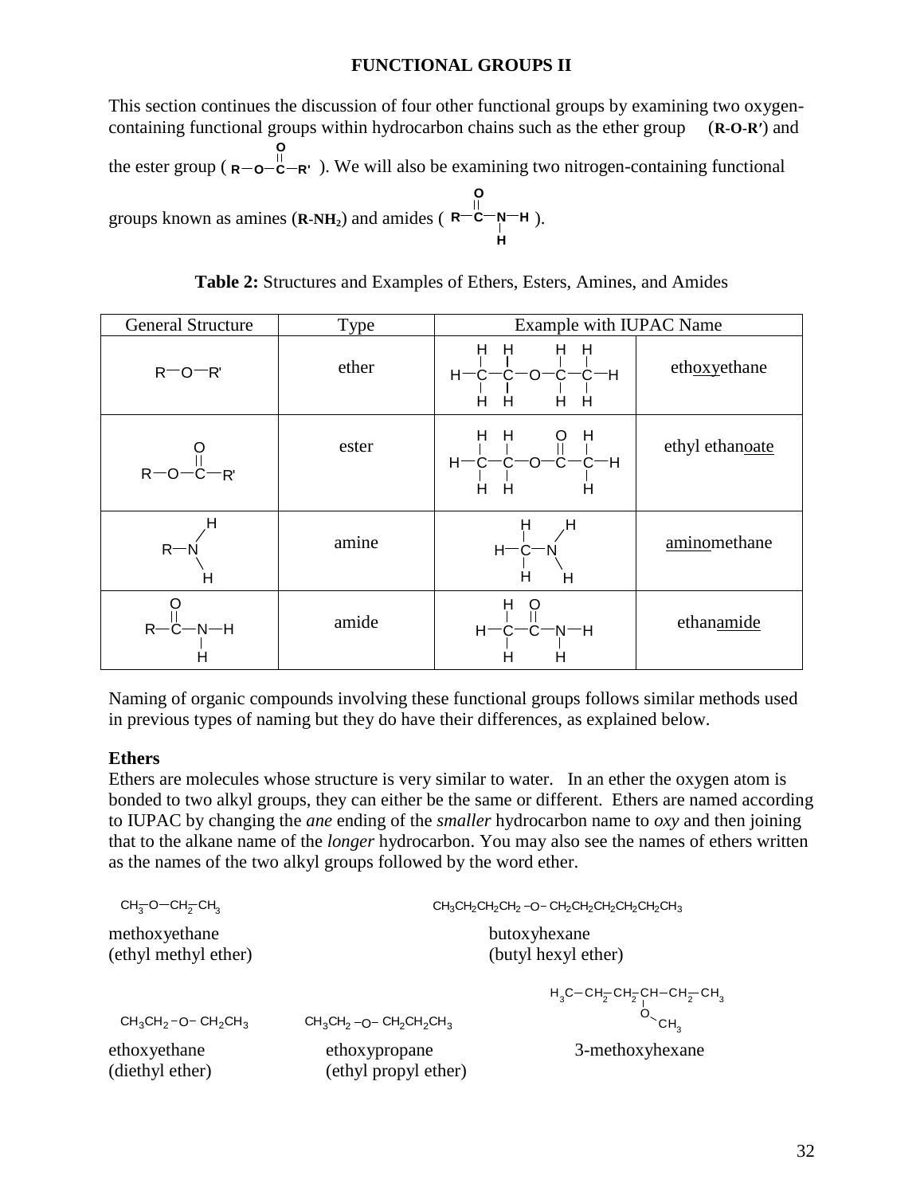# FUNCTIONAL GROUPS II

This section continues the discussion of four other functional groups by examining two oxygen-containing functional groups within hydrocarbon chains such as the ether group (**R-O-R′**) and the ester group ( $R-O-C(=O)-R'$ ). We will also be examining two nitrogen-containing functional groups known as amines (**R-NH$_2$**) and amides ( $R-C(=O)-NH-H$ ).

**Table 2:** Structures and Examples of Ethers, Esters, Amines, and Amides

| General Structure | Type | Example with IUPAC Name | |
|---|---|---|---|
| R—O—R' | ether | $CH_3-CH_2-O-CH_2-CH_3$ | eth<u>oxy</u>ethane |
| $R-O-C(=O)-R'$ | ester | $CH_3-CH_2-O-C(=O)-CH_3$ | ethyl ethan<u>oate</u> |
| $R-NH_2$ | amine | $CH_3-NH_2$ | <u>amino</u>methane |
| $R-C(=O)-NH_2$ | amide | $CH_3-C(=O)-NH_2$ | ethan<u>amide</u> |

Naming of organic compounds involving these functional groups follows similar methods used in previous types of naming but they do have their differences, as explained below.

**Ethers**

Ethers are molecules whose structure is very similar to water. In an ether the oxygen atom is bonded to two alkyl groups, they can either be the same or different. Ethers are named according to IUPAC by changing the *ane* ending of the *smaller* hydrocarbon name to *oxy* and then joining that to the alkane name of the *longer* hydrocarbon. You may also see the names of ethers written as the names of the two alkyl groups followed by the word ether.

$CH_3-O-CH_2-CH_3$
methoxyethane
(ethyl methyl ether)

$CH_3CH_2CH_2CH_2-O-CH_2CH_2CH_2CH_2CH_2CH_3$
butoxyhexane
(butyl hexyl ether)

$CH_3CH_2-O-CH_2CH_3$
ethoxyethane
(diethyl ether)

$CH_3CH_2-O-CH_2CH_2CH_3$
ethoxypropane
(ethyl propyl ether)

$H_3C-CH_2-CH_2-CH(OCH_3)-CH_2-CH_3$
3-methoxyhexane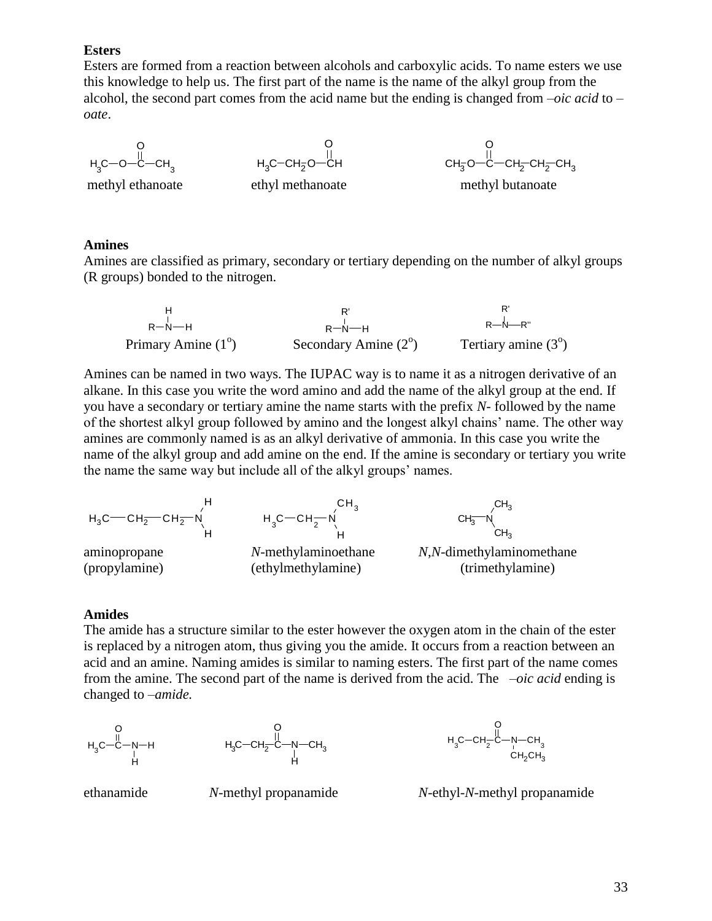**Esters**

Esters are formed from a reaction between alcohols and carboxylic acids. To name esters we use this knowledge to help us. The first part of the name is the name of the alkyl group from the alcohol, the second part comes from the acid name but the ending is changed from *–oic acid* to *–oate*.

$H_3C—O—C(=O)—CH_3$ methyl ethanoate

$H_3C—CH_2—O—C(=O)H$ ethyl methanoate

$CH_3—O—C(=O)—CH_2—CH_2—CH_3$ methyl butanoate

**Amines**

Amines are classified as primary, secondary or tertiary depending on the number of alkyl groups (R groups) bonded to the nitrogen.

R—NH—H (with H on N): Primary Amine ($1^o$)

R—N(R')—H: Secondary Amine ($2^o$)

R—N(R')—R'': Tertiary amine ($3^o$)

Amines can be named in two ways. The IUPAC way is to name it as a nitrogen derivative of an alkane. In this case you write the word amino and add the name of the alkyl group at the end. If you have a secondary or tertiary amine the name starts with the prefix *N*- followed by the name of the shortest alkyl group followed by amino and the longest alkyl chains' name. The other way amines are commonly named is as an alkyl derivative of ammonia. In this case you write the name of the alkyl group and add amine on the end. If the amine is secondary or tertiary you write the name the same way but include all of the alkyl groups' names.

$H_3C—CH_2—CH_2—NH_2$ aminopropane (propylamine)

$H_3C—CH_2—NH—CH_3$ *N*-methylaminoethane (ethylmethylamine)

$CH_3—N(CH_3)—CH_3$ *N*,*N*-dimethylaminomethane (trimethylamine)

**Amides**

The amide has a structure similar to the ester however the oxygen atom in the chain of the ester is replaced by a nitrogen atom, thus giving you the amide. It occurs from a reaction between an acid and an amine. Naming amides is similar to naming esters. The first part of the name comes from the amine. The second part of the name is derived from the acid. The *–oic acid* ending is changed to *–amide.*

$H_3C—C(=O)—N(H)—H$ ethanamide

$H_3C—CH_2—C(=O)—N(H)—CH_3$ *N*-methyl propanamide

$H_3C—CH_2—C(=O)—N(CH_2CH_3)—CH_3$ *N*-ethyl-*N*-methyl propanamide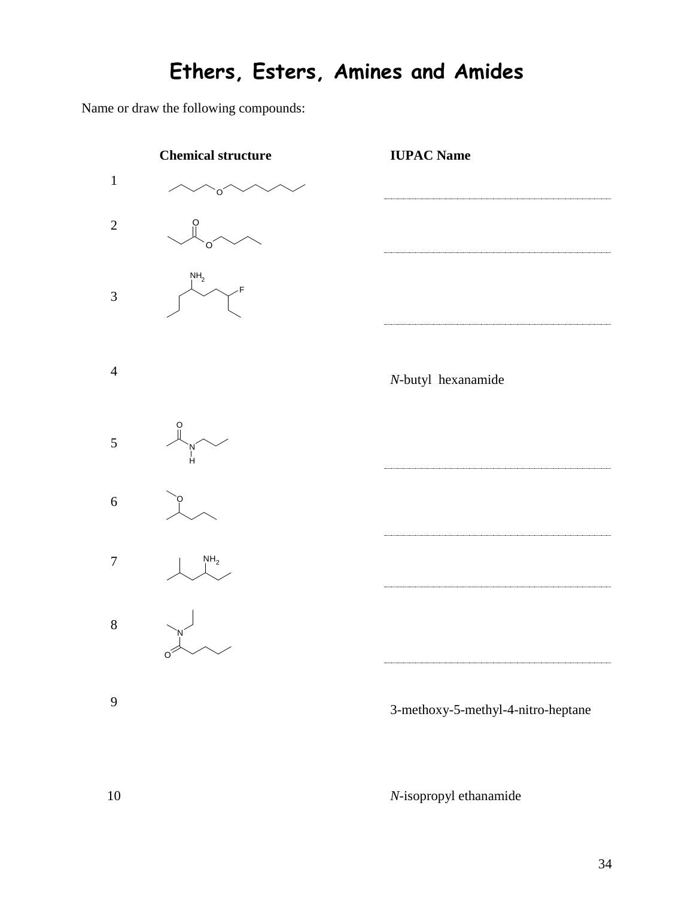# Ethers, Esters, Amines and Amides

Name or draw the following compounds:

| | Chemical structure | IUPAC Name |
|---|---|---|
| 1 | | ................................ |
| 2 | | ................................ |
| 3 | | ................................ |
| 4 | | *N*-butyl hexanamide |
| 5 | | ................................ |
| 6 | | ................................ |
| 7 | | ................................ |
| 8 | | ................................ |
| 9 | | 3-methoxy-5-methyl-4-nitro-heptane |
| 10 | | *N*-isopropyl ethanamide |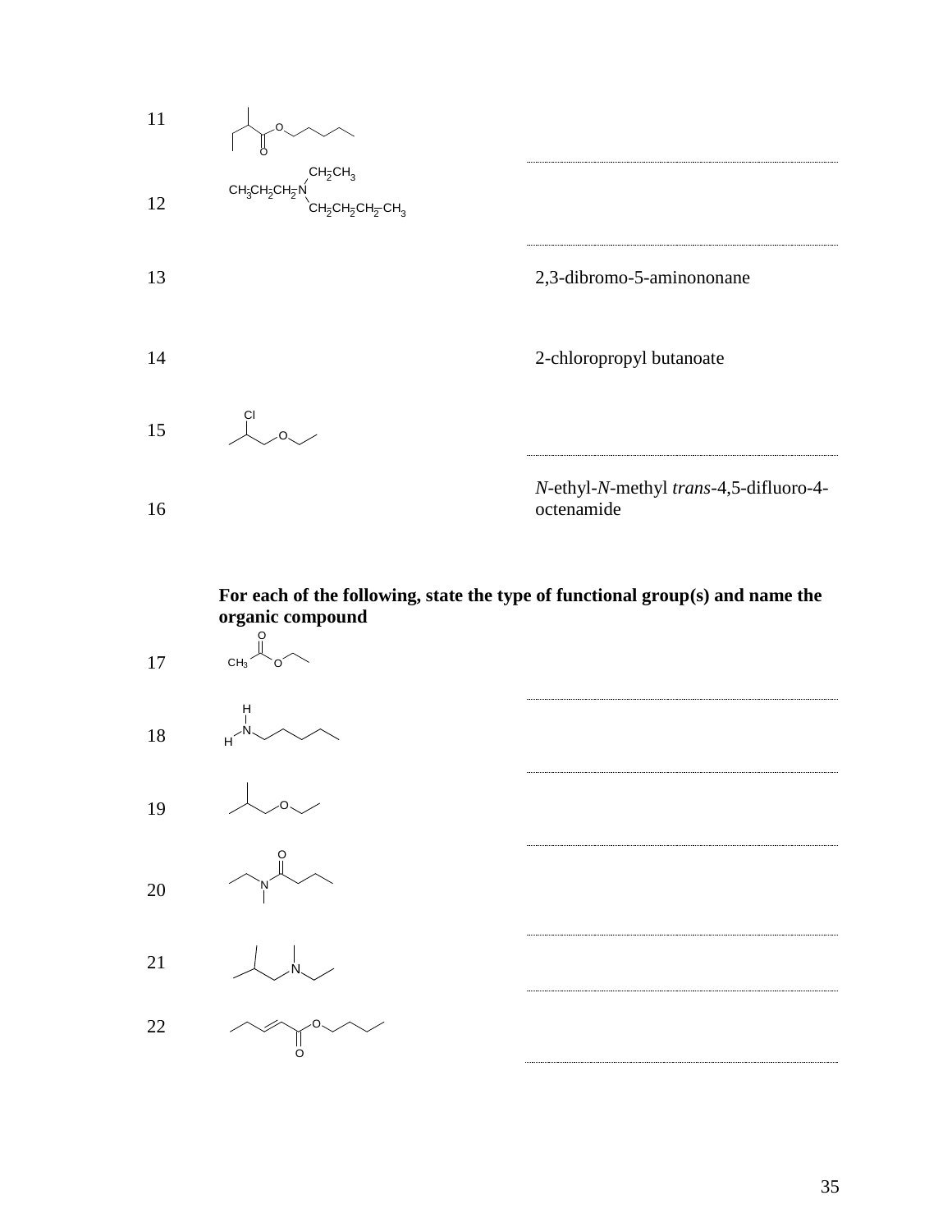11

12 $CH_3CH_2CH_2$–N($CH_2CH_3$)–$CH_2CH_2CH_2$–$CH_3$

.............................................................

13 2,3-dibromo-5-aminononane

14 2-chloropropyl butanoate

15

.............................................................

16 *N*-ethyl-*N*-methyl *trans*-4,5-difluoro-4-octenamide

**For each of the following, state the type of functional group(s) and name the organic compound**

17

.............................................................

18

.............................................................

19

.............................................................

20

.............................................................

21

.............................................................

22

.............................................................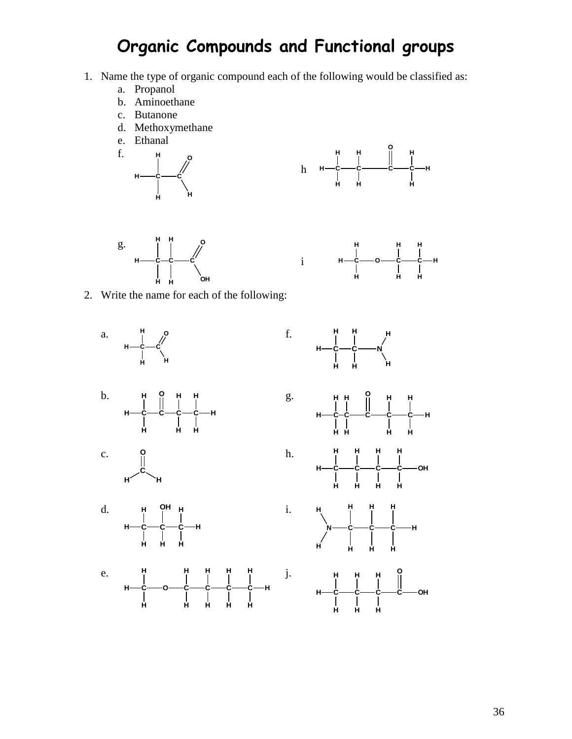# Organic Compounds and Functional groups

1. Name the type of organic compound each of the following would be classified as:
   a. Propanol
   b. Aminoethane
   c. Butanone
   d. Methoxymethane
   e. Ethanal
   f.
   g.
   h
   i

2. Write the name for each of the following:

a.

b.

c.

d.

e.

f.

g.

h.

i.

j.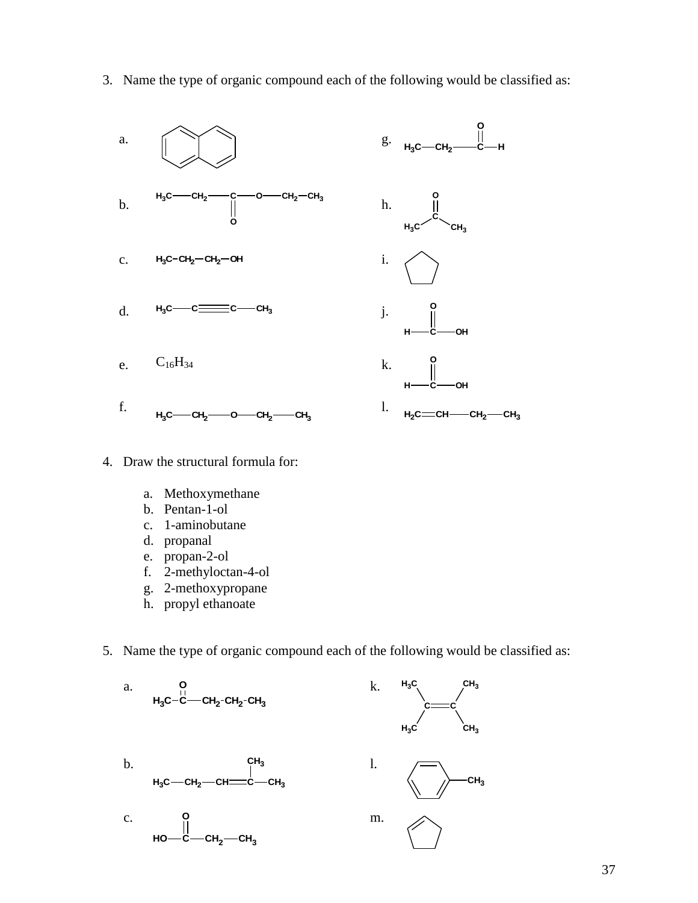3. Name the type of organic compound each of the following would be classified as:

a. (naphthalene ring structure)

b. $H_3C—CH_2—C(=O)—O—CH_2—CH_3$

c. $H_3C-CH_2—CH_2—OH$

d. $H_3C—C{\equiv}C—CH_3$

e. $C_{16}H_{34}$

f. $H_3C—CH_2—O—CH_2—CH_3$

g. $H_3C—CH_2—C(=O)—H$

h. $H_3C—C(=O)—CH_3$

i. (cyclopentane ring)

j. $H—C(=O)—OH$

k. $H—C(=O)—OH$

l. $H_2C{=}CH—CH_2—CH_3$

4. Draw the structural formula for:

   a. Methoxymethane
   b. Pentan-1-ol
   c. 1-aminobutane
   d. propanal
   e. propan-2-ol
   f. 2-methyloctan-4-ol
   g. 2-methoxypropane
   h. propyl ethanoate

5. Name the type of organic compound each of the following would be classified as:

a. $H_3C-C(=O)—CH_2-CH_2-CH_3$

b. $H_3C—CH_2—CH{=}C(CH_3)—CH_3$

c. $HO—C(=O)—CH_2—CH_3$

k. $(H_3C)_2C{=}C(CH_3)_2$

l. (benzene ring)—$CH_3$

m. (cyclopentene ring)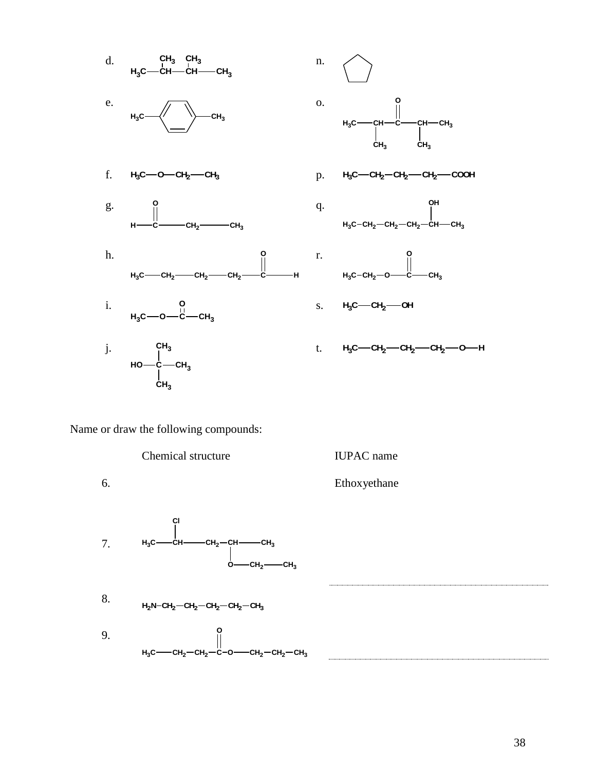d. $H_3C-CH(CH_3)-CH(CH_3)-CH_3$

e. $H_3C-C_6H_4-CH_3$ (para-substituted benzene ring)

f. $H_3C-O-CH_2-CH_3$

g. $H-C(=O)-CH_2-CH_3$

h. $H_3C-CH_2-CH_2-CH_2-C(=O)-H$

i. $H_3C-O-C(=O)-CH_3$

j. $HO-C(CH_3)_2-CH_3$

n. (cyclopentane ring)

o. $H_3C-CH(CH_3)-C(=O)-CH(CH_3)-CH_3$

p. $H_3C-CH_2-CH_2-CH_2-COOH$

q. $H_3C-CH_2-CH_2-CH_2-CH(OH)-CH_3$

r. $H_3C-CH_2-O-C(=O)-CH_3$

s. $H_3C-CH_2-OH$

t. $H_3C-CH_2-CH_2-CH_2-O-H$

Name or draw the following compounds:

| | Chemical structure | IUPAC name |
|---|---|---|
| 6. | | Ethoxyethane |
| 7. | $H_3C-CH(Cl)-CH_2-CH(O-CH_2-CH_3)-CH_3$ | ........................................ |
| 8. | $H_2N-CH_2-CH_2-CH_2-CH_2-CH_3$ | |
| 9. | $H_3C-CH_2-CH_2-C(=O)-O-CH_2-CH_2-CH_3$ | ........................................ |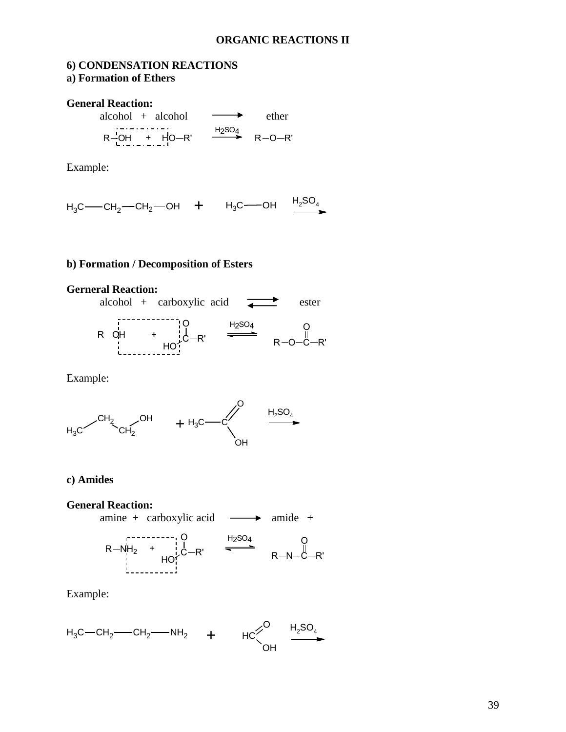## ORGANIC REACTIONS II

### 6) CONDENSATION REACTIONS

#### a) Formation of Ethers

**General Reaction:**

alcohol + alcohol $\longrightarrow$ ether

$$R-OH + HO-R' \xrightarrow{H_2SO_4} R-O-R'$$

Example:

$$H_3C-CH_2-CH_2-OH + H_3C-OH \xrightarrow{H_2SO_4}$$

#### b) Formation / Decomposition of Esters

**Gerneral Reaction:**

alcohol + carboxylic acid $\rightleftharpoons$ ester

$$R-OH + HO-C(=O)-R' \underset{}{\overset{H_2SO_4}{\rightleftharpoons}} R-O-C(=O)-R'$$

Example:

$$H_3C-CH_2-CH_2-OH + H_3C-C(=O)-OH \xrightarrow{H_2SO_4}$$

#### c) Amides

**General Reaction:**

amine + carboxylic acid $\longrightarrow$ amide +

$$R-NH_2 + HO-C(=O)-R' \underset{}{\overset{H_2SO_4}{\rightleftharpoons}} R-N-C(=O)-R'$$

Example:

$$H_3C-CH_2-CH_2-NH_2 + HC(=O)-OH \xrightarrow{H_2SO_4}$$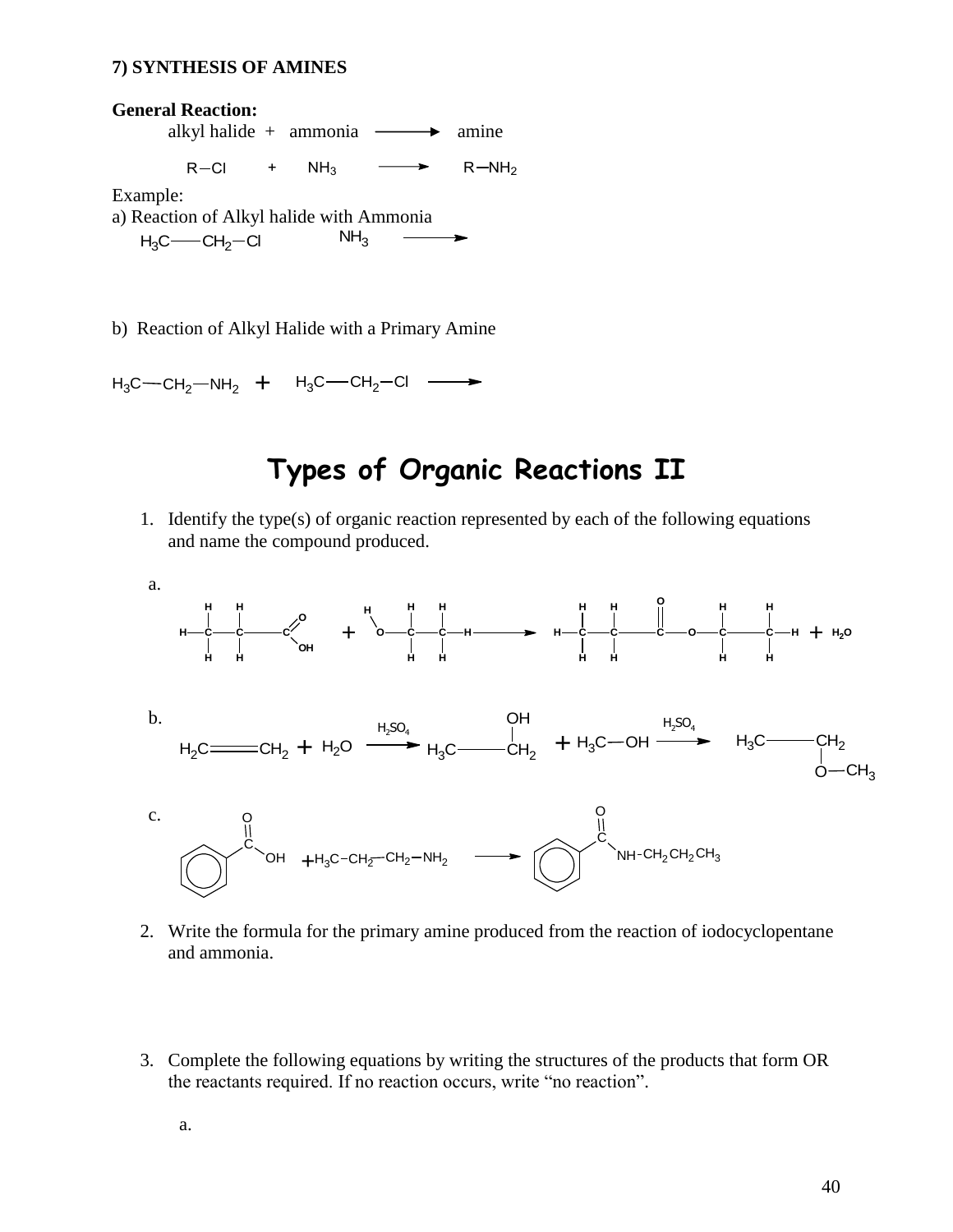**7) SYNTHESIS OF AMINES**

**General Reaction:**

alkyl halide + ammonia ⟶ amine

$$R-Cl \quad + \quad NH_3 \longrightarrow R-NH_2$$

Example:

a) Reaction of Alkyl halide with Ammonia

$$H_3C-CH_2-Cl \quad NH_3 \longrightarrow$$

b) Reaction of Alkyl Halide with a Primary Amine

$$H_3C-CH_2-NH_2 + H_3C-CH_2-Cl \longrightarrow$$

# Types of Organic Reactions II

1. Identify the type(s) of organic reaction represented by each of the following equations and name the compound produced.

a.

$$CH_3-CH_2-COOH + HO-CH_2-CH_3 \longrightarrow CH_3-CH_2-C(=O)-O-CH_2-CH_3 + H_2O$$

b.

$$H_2C=CH_2 + H_2O \xrightarrow{H_2SO_4} H_3C-CH_2(OH) + H_3C-OH \xrightarrow{H_2SO_4} H_3C-CH_2-O-CH_3$$

c.

$$C_6H_5-C(=O)-OH + H_3C-CH_2-CH_2-NH_2 \longrightarrow C_6H_5-C(=O)-NH-CH_2CH_2CH_3$$

2. Write the formula for the primary amine produced from the reaction of iodocyclopentane and ammonia.

3. Complete the following equations by writing the structures of the products that form OR the reactants required. If no reaction occurs, write "no reaction".

   a.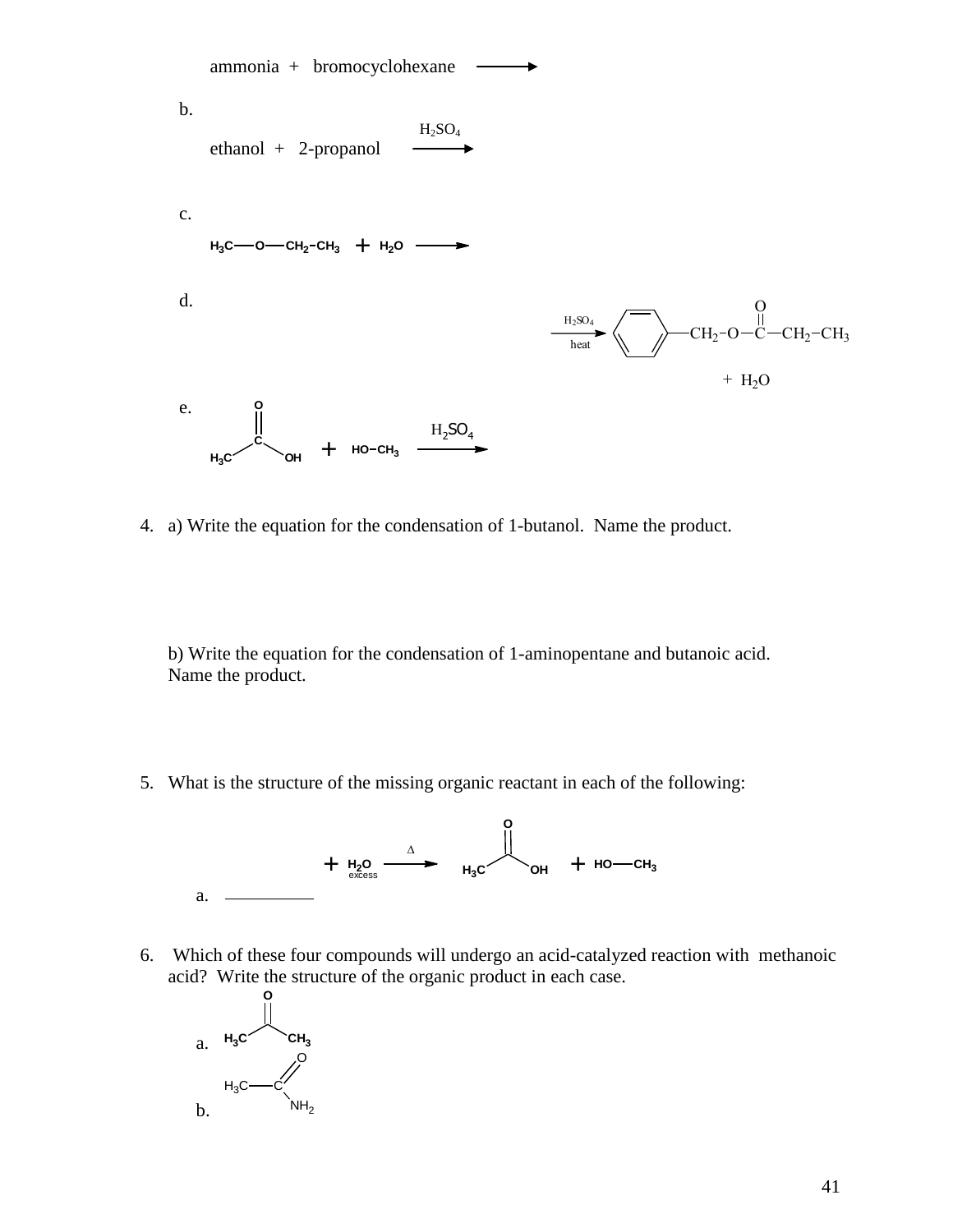ammonia + bromocyclohexane $\longrightarrow$

b.

ethanol + 2-propanol $\xrightarrow{H_2SO_4}$

c.

$H_3C—O—CH_2—CH_3 + H_2O \longrightarrow$

d.

$\xrightarrow[\text{heat}]{H_2SO_4}$ $C_6H_5—CH_2—O—\overset{O}{\overset{\|}{C}}—CH_2—CH_3$

+ $H_2O$

e.

$H_3C—\overset{O}{\overset{\|}{C}}—OH + HO—CH_3 \xrightarrow{H_2SO_4}$

4. a) Write the equation for the condensation of 1-butanol. Name the product.

   b) Write the equation for the condensation of 1-aminopentane and butanoic acid. Name the product.

5. What is the structure of the missing organic reactant in each of the following:

   a. ________ + $H_2O$ (excess) $\xrightarrow{\Delta}$ $H_3C—\overset{O}{\overset{\|}{C}}—OH$ + $HO—CH_3$

6. Which of these four compounds will undergo an acid-catalyzed reaction with methanoic acid? Write the structure of the organic product in each case.

   a. $H_3C—\overset{O}{\overset{\|}{C}}—CH_3$

   b. $H_3C—\overset{O}{\overset{\|}{C}}—NH_2$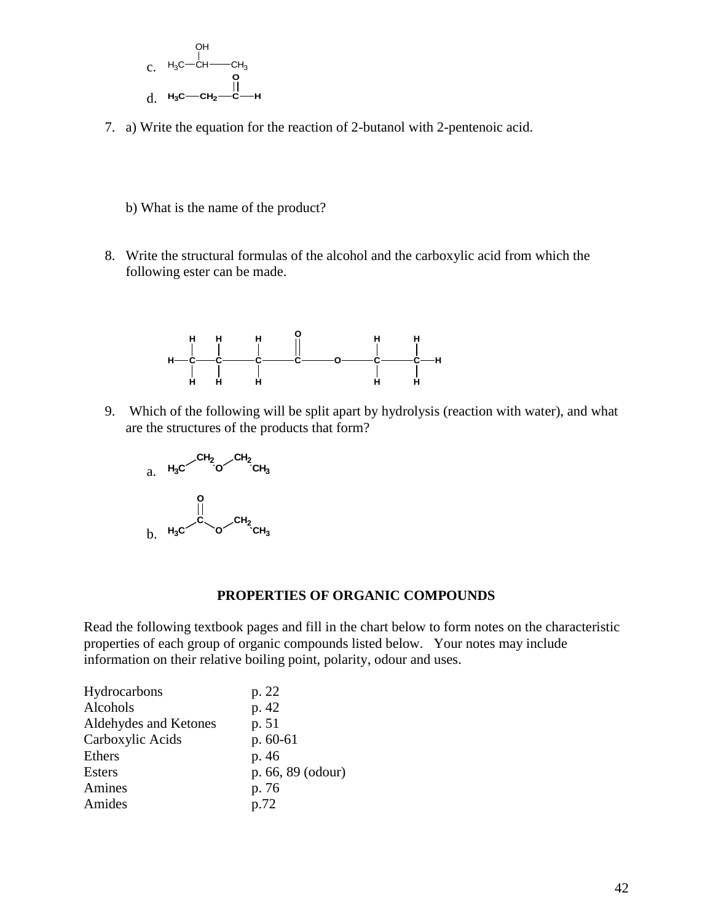c. 

$$H_3C-CH(OH)-CH_3$$

d. 

$$H_3C-CH_2-C(=O)-H$$

7. a) Write the equation for the reaction of 2-butanol with 2-pentenoic acid.

   b) What is the name of the product?

8. Write the structural formulas of the alcohol and the carboxylic acid from which the following ester can be made.

$$CH_3-CH_2-CH_2-C(=O)-O-CH_2-CH_3$$

9. Which of the following will be split apart by hydrolysis (reaction with water), and what are the structures of the products that form?

a. 

$$H_3C-CH_2-O-CH_2-CH_3$$

b. 

$$H_3C-C(=O)-O-CH_2-CH_3$$

## PROPERTIES OF ORGANIC COMPOUNDS

Read the following textbook pages and fill in the chart below to form notes on the characteristic properties of each group of organic compounds listed below. Your notes may include information on their relative boiling point, polarity, odour and uses.

| | |
|---|---|
| Hydrocarbons | p. 22 |
| Alcohols | p. 42 |
| Aldehydes and Ketones | p. 51 |
| Carboxylic Acids | p. 60-61 |
| Ethers | p. 46 |
| Esters | p. 66, 89 (odour) |
| Amines | p. 76 |
| Amides | p.72 |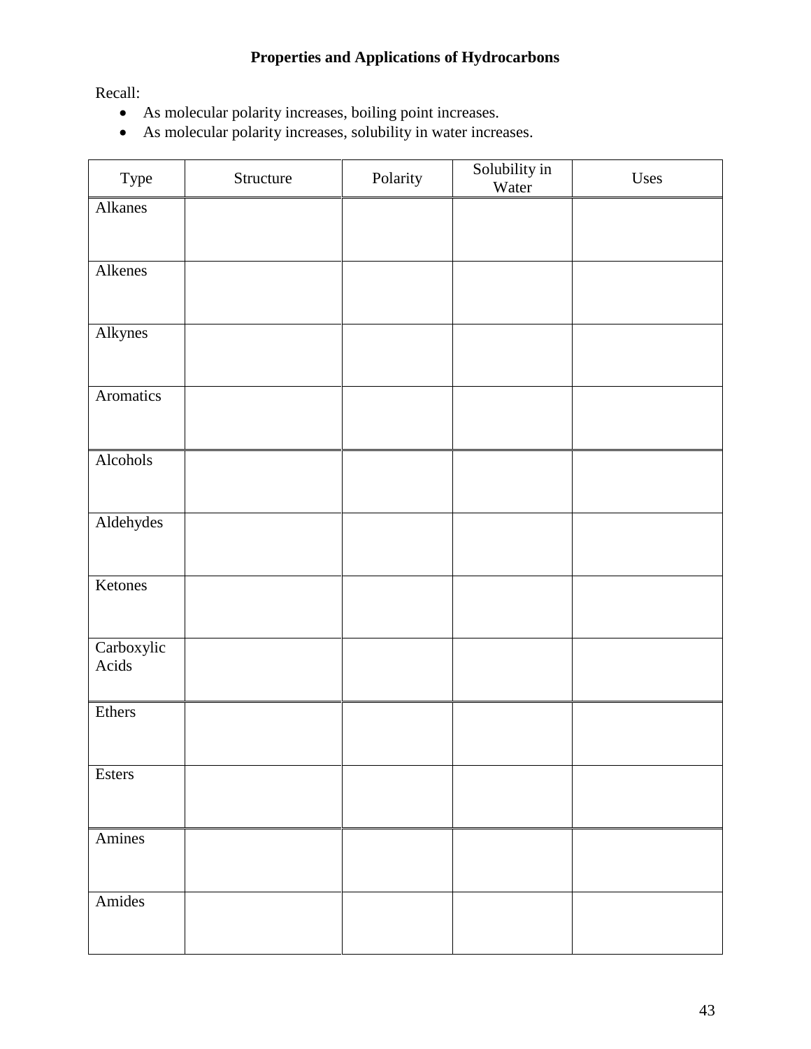**Properties and Applications of Hydrocarbons**

Recall:

- As molecular polarity increases, boiling point increases.
- As molecular polarity increases, solubility in water increases.

| Type | Structure | Polarity | Solubility in Water | Uses |
|---|---|---|---|---|
| Alkanes | | | | |
| Alkenes | | | | |
| Alkynes | | | | |
| Aromatics | | | | |
| Alcohols | | | | |
| Aldehydes | | | | |
| Ketones | | | | |
| Carboxylic Acids | | | | |
| Ethers | | | | |
| Esters | | | | |
| Amines | | | | |
| Amides | | | | |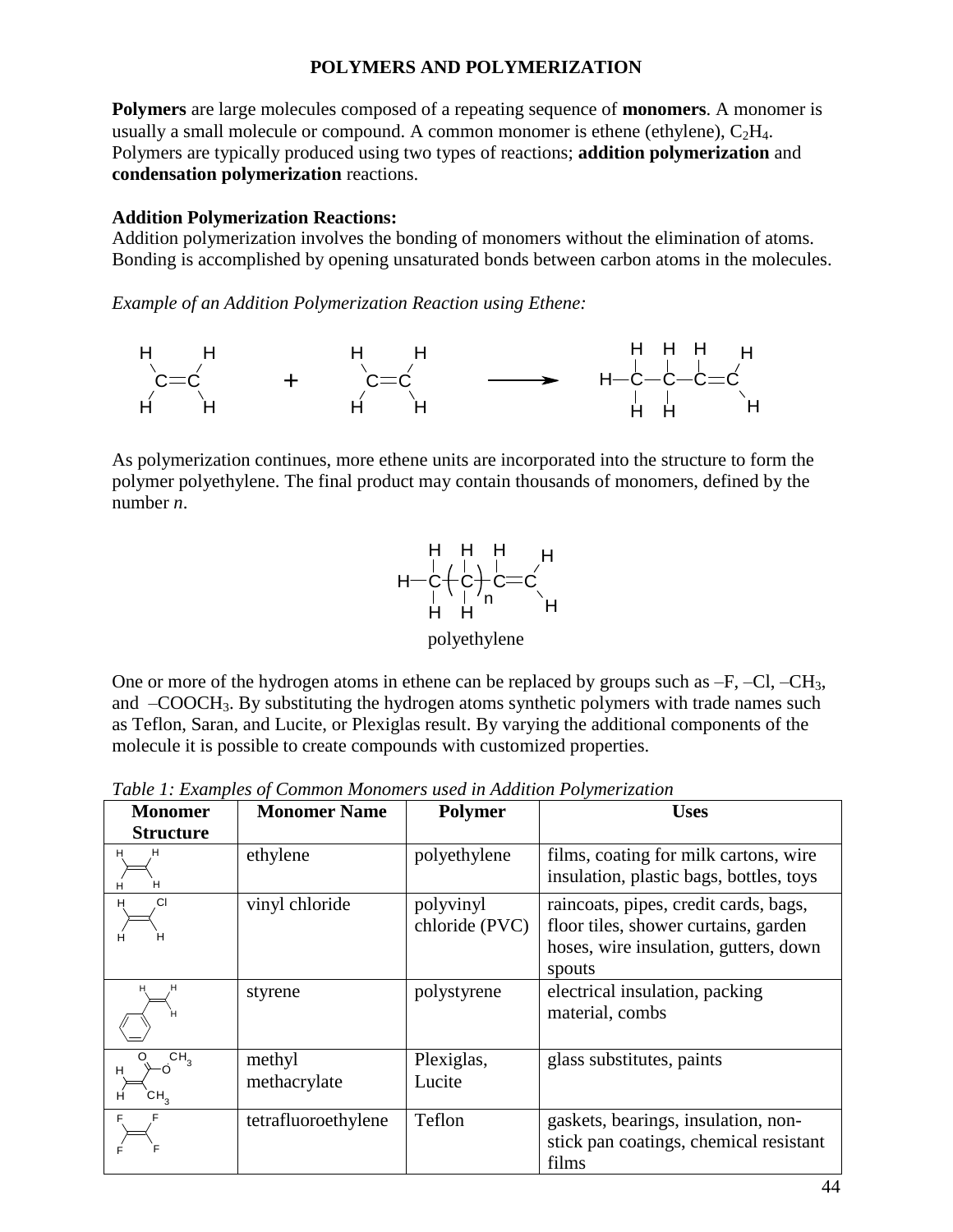**POLYMERS AND POLYMERIZATION**

**Polymers** are large molecules composed of a repeating sequence of **monomers**. A monomer is usually a small molecule or compound. A common monomer is ethene (ethylene), $C_2H_4$. Polymers are typically produced using two types of reactions; **addition polymerization** and **condensation polymerization** reactions.

**Addition Polymerization Reactions:**

Addition polymerization involves the bonding of monomers without the elimination of atoms. Bonding is accomplished by opening unsaturated bonds between carbon atoms in the molecules.

*Example of an Addition Polymerization Reaction using Ethene:*

$$H_2C{=}CH_2 + H_2C{=}CH_2 \longrightarrow H{-}CH_2{-}CH_2{-}CH{=}CH_2$$

As polymerization continues, more ethene units are incorporated into the structure to form the polymer polyethylene. The final product may contain thousands of monomers, defined by the number *n*.

$$H{-}CH_2{-}(CH_2)_n{-}CH{=}CH_2$$

polyethylene

One or more of the hydrogen atoms in ethene can be replaced by groups such as –F, –Cl, $-CH_3$, and $-COOCH_3$. By substituting the hydrogen atoms synthetic polymers with trade names such as Teflon, Saran, and Lucite, or Plexiglas result. By varying the additional components of the molecule it is possible to create compounds with customized properties.

*Table 1: Examples of Common Monomers used in Addition Polymerization*

| Monomer Structure | Monomer Name | Polymer | Uses |
| --- | --- | --- | --- |
| $H_2C{=}CH_2$ | ethylene | polyethylene | films, coating for milk cartons, wire insulation, plastic bags, bottles, toys |
| $H_2C{=}CHCl$ | vinyl chloride | polyvinyl chloride (PVC) | raincoats, pipes, credit cards, bags, floor tiles, shower curtains, garden hoses, wire insulation, gutters, down spouts |
| $C_6H_5CH{=}CH_2$ | styrene | polystyrene | electrical insulation, packing material, combs |
| $H_2C{=}C(CH_3)COOCH_3$ | methyl methacrylate | Plexiglas, Lucite | glass substitutes, paints |
| $F_2C{=}CF_2$ | tetrafluoroethylene | Teflon | gaskets, bearings, insulation, non-stick pan coatings, chemical resistant films |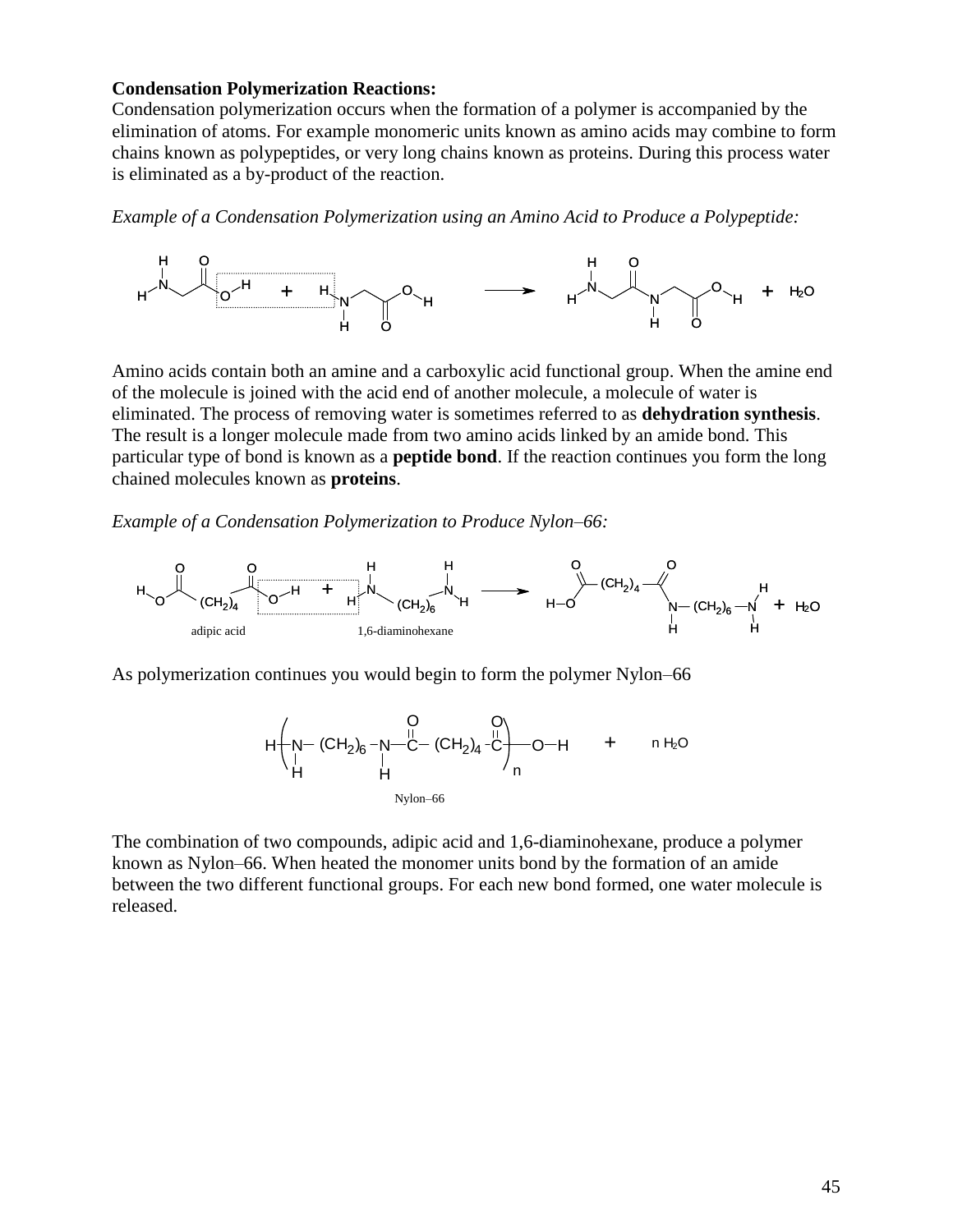**Condensation Polymerization Reactions:**
Condensation polymerization occurs when the formation of a polymer is accompanied by the elimination of atoms. For example monomeric units known as amino acids may combine to form chains known as polypeptides, or very long chains known as proteins. During this process water is eliminated as a by-product of the reaction.

*Example of a Condensation Polymerization using an Amino Acid to Produce a Polypeptide:*

Amino acids contain both an amine and a carboxylic acid functional group. When the amine end of the molecule is joined with the acid end of another molecule, a molecule of water is eliminated. The process of removing water is sometimes referred to as **dehydration synthesis**. The result is a longer molecule made from two amino acids linked by an amide bond. This particular type of bond is known as a **peptide bond**. If the reaction continues you form the long chained molecules known as **proteins**.

*Example of a Condensation Polymerization to Produce Nylon–66:*

adipic acid 1,6-diaminohexane

As polymerization continues you would begin to form the polymer Nylon–66

Nylon–66

The combination of two compounds, adipic acid and 1,6-diaminohexane, produce a polymer known as Nylon–66. When heated the monomer units bond by the formation of an amide between the two different functional groups. For each new bond formed, one water molecule is released.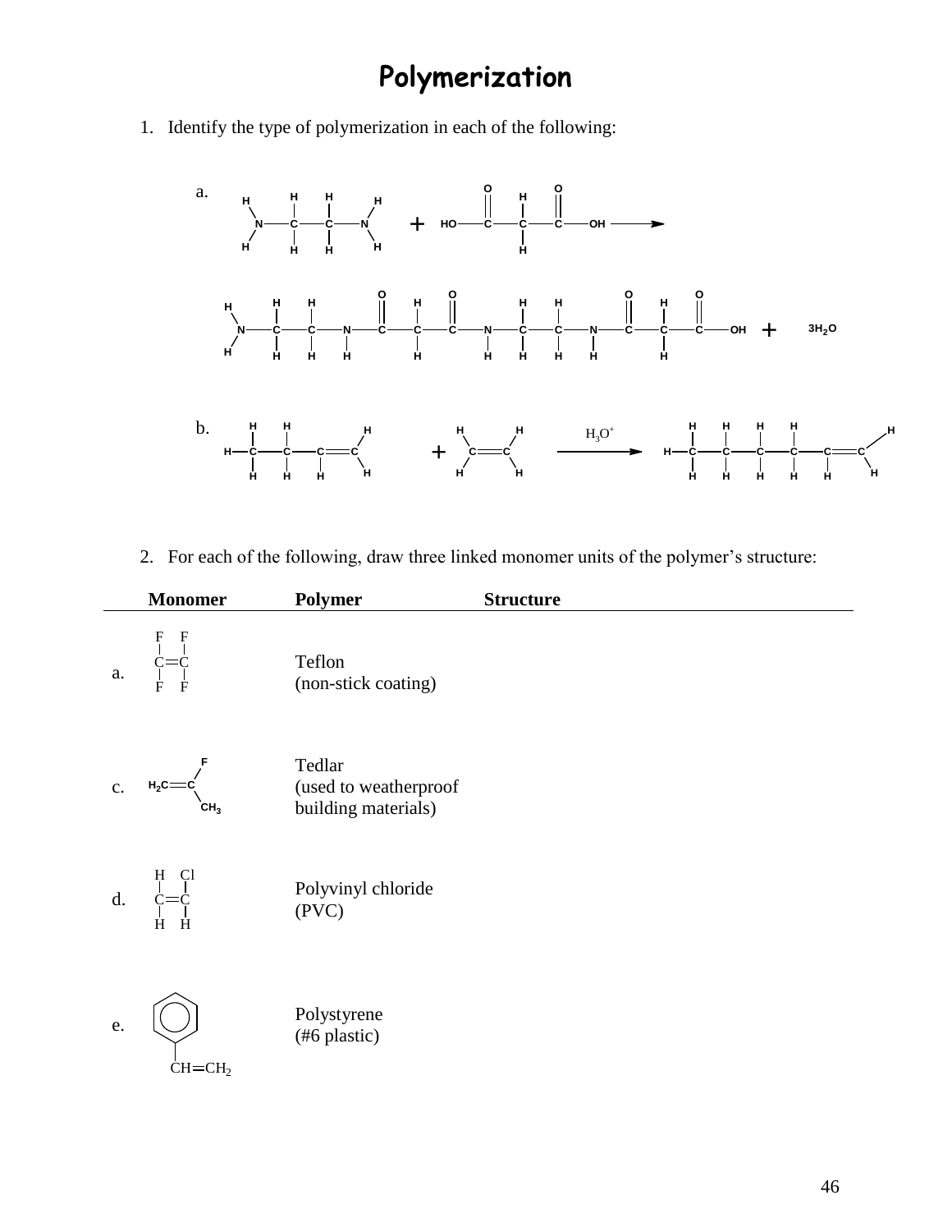# Polymerization

1. Identify the type of polymerization in each of the following:

   a. $H_2N{-}CH_2{-}CH_2{-}NH_2 + HO{-}C(=O){-}CH_2{-}C(=O){-}OH \longrightarrow$

   $H_2N{-}CH_2{-}CH_2{-}NH{-}C(=O){-}CH_2{-}C(=O){-}NH{-}CH_2{-}CH_2{-}NH{-}C(=O){-}CH_2{-}C(=O){-}OH + 3H_2O$

   b. $H{-}CH_2{-}CH_2{-}CH{=}CH_2 + CH_2{=}CH_2 \xrightarrow{H_3O^+} H{-}CH_2{-}CH_2{-}CH_2{-}CH_2{-}CH{=}CH_2$

2. For each of the following, draw three linked monomer units of the polymer's structure:

| | Monomer | Polymer | Structure |
|---|---|---|---|
| a. | $F_2C{=}CF_2$ | Teflon (non-stick coating) | |
| c. | $H_2C{=}C(F)CH_3$ | Tedlar (used to weatherproof building materials) | |
| d. | $H_2C{=}CHCl$ | Polyvinyl chloride (PVC) | |
| e. | $C_6H_5{-}CH{=}CH_2$ | Polystyrene (#6 plastic) | |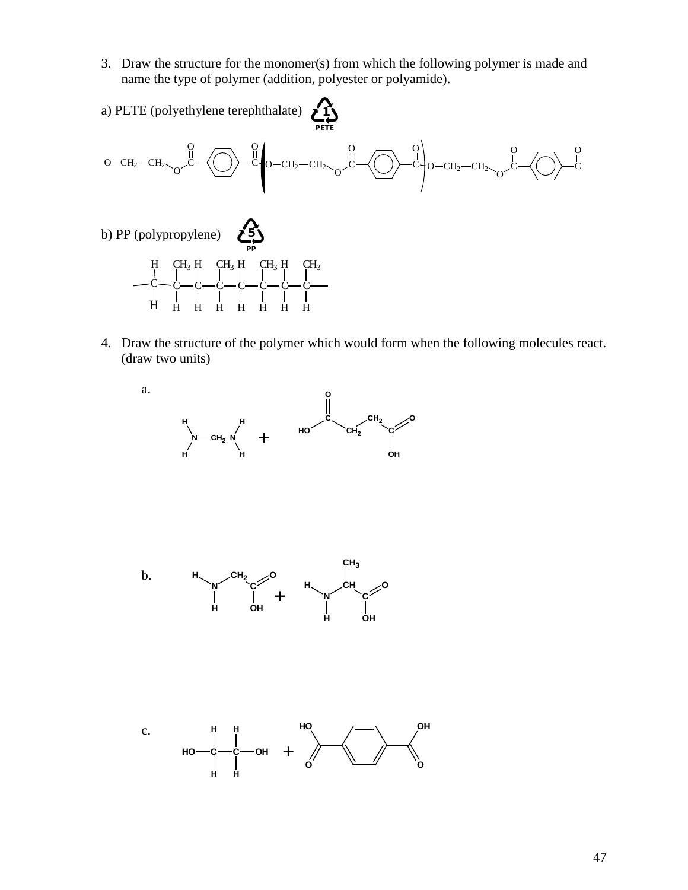3. Draw the structure for the monomer(s) from which the following polymer is made and name the type of polymer (addition, polyester or polyamide).

a) PETE (polyethylene terephthalate)

b) PP (polypropylene)

4. Draw the structure of the polymer which would form when the following molecules react. (draw two units)

a.

b.

c.